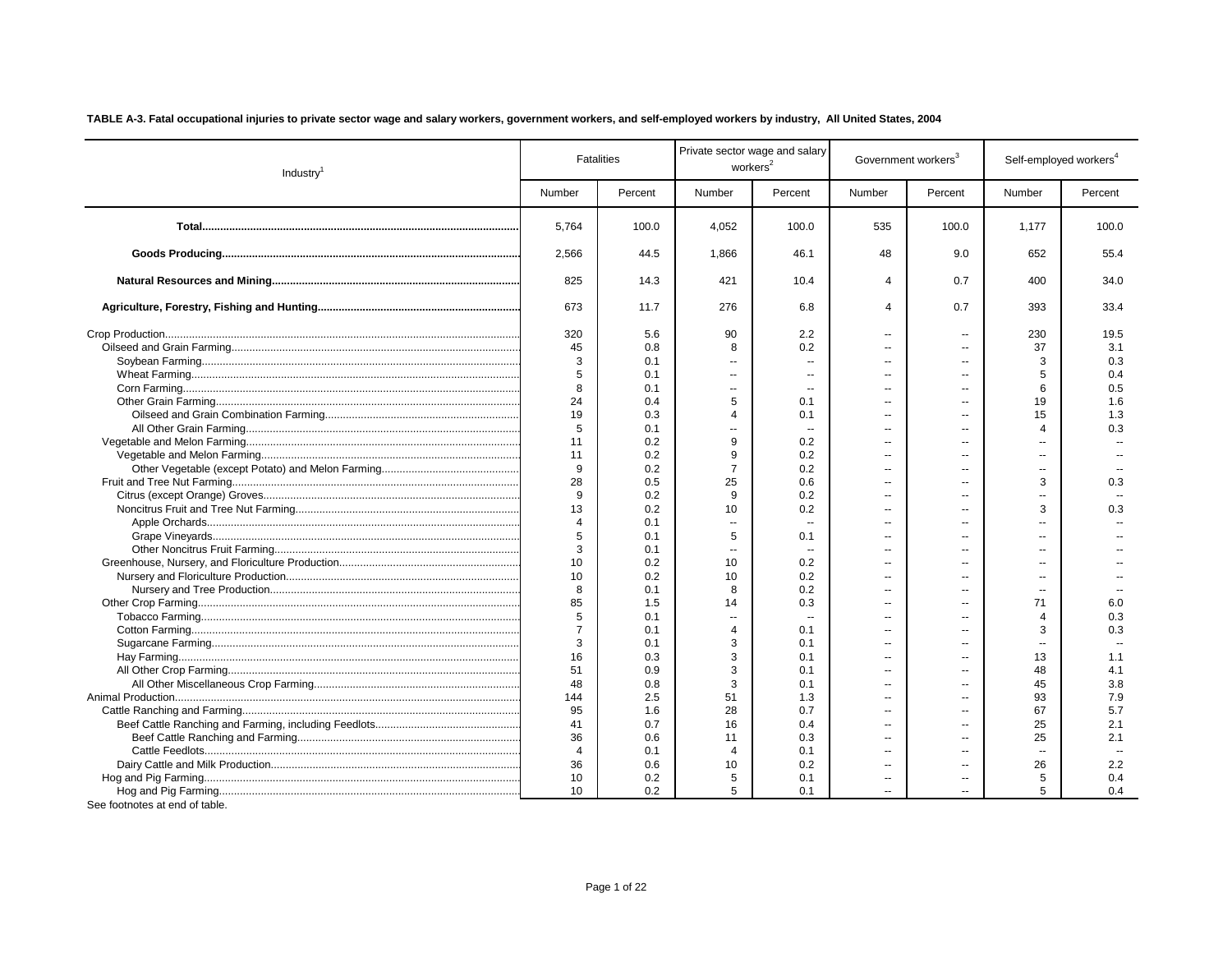**TABLE A-3. Fatal occupational injuries to private sector wage and salary workers, government workers, and self-employed workers by industry, All United States, 2004**

| Industry[1] | Fatalities | | Private sector wage and salary workers[2] | | Government workers[3] | | Self-employed workers[4] | |
|---|---|---|---|---|---|---|---|---|
| | Number | Percent | Number | Percent | Number | Percent | Number | Percent |
| **Total** | 5,764 | 100.0 | 4,052 | 100.0 | 535 | 100.0 | 1,177 | 100.0 |
| **Goods Producing** | 2,566 | 44.5 | 1,866 | 46.1 | 48 | 9.0 | 652 | 55.4 |
| **Natural Resources and Mining** | 825 | 14.3 | 421 | 10.4 | 4 | 0.7 | 400 | 34.0 |
| **Agriculture, Forestry, Fishing and Hunting** | 673 | 11.7 | 276 | 6.8 | 4 | 0.7 | 393 | 33.4 |
| Crop Production | 320 | 5.6 | 90 | 2.2 | -- | -- | 230 | 19.5 |
| Oilseed and Grain Farming | 45 | 0.8 | 8 | 0.2 | -- | -- | 37 | 3.1 |
| Soybean Farming | 3 | 0.1 | -- | -- | -- | -- | 3 | 0.3 |
| Wheat Farming | 5 | 0.1 | -- | -- | -- | -- | 5 | 0.4 |
| Corn Farming | 8 | 0.1 | -- | -- | -- | -- | 6 | 0.5 |
| Other Grain Farming | 24 | 0.4 | 5 | 0.1 | -- | -- | 19 | 1.6 |
| Oilseed and Grain Combination Farming | 19 | 0.3 | 4 | 0.1 | -- | -- | 15 | 1.3 |
| All Other Grain Farming | 5 | 0.1 | -- | -- | -- | -- | 4 | 0.3 |
| Vegetable and Melon Farming | 11 | 0.2 | 9 | 0.2 | -- | -- | -- | -- |
| Vegetable and Melon Farming | 11 | 0.2 | 9 | 0.2 | -- | -- | -- | -- |
| Other Vegetable (except Potato) and Melon Farming | 9 | 0.2 | 7 | 0.2 | -- | -- | -- | -- |
| Fruit and Tree Nut Farming | 28 | 0.5 | 25 | 0.6 | -- | -- | 3 | 0.3 |
| Citrus (except Orange) Groves | 9 | 0.2 | 9 | 0.2 | -- | -- | -- | -- |
| Noncitrus Fruit and Tree Nut Farming | 13 | 0.2 | 10 | 0.2 | -- | -- | 3 | 0.3 |
| Apple Orchards | 4 | 0.1 | -- | -- | -- | -- | -- | -- |
| Grape Vineyards | 5 | 0.1 | 5 | 0.1 | -- | -- | -- | -- |
| Other Noncitrus Fruit Farming | 3 | 0.1 | -- | -- | -- | -- | -- | -- |
| Greenhouse, Nursery, and Floriculture Production | 10 | 0.2 | 10 | 0.2 | -- | -- | -- | -- |
| Nursery and Floriculture Production | 10 | 0.2 | 10 | 0.2 | -- | -- | -- | -- |
| Nursery and Tree Production | 8 | 0.1 | 8 | 0.2 | -- | -- | -- | -- |
| Other Crop Farming | 85 | 1.5 | 14 | 0.3 | -- | -- | 71 | 6.0 |
| Tobacco Farming | 5 | 0.1 | -- | -- | -- | -- | 4 | 0.3 |
| Cotton Farming | 7 | 0.1 | 4 | 0.1 | -- | -- | 3 | 0.3 |
| Sugarcane Farming | 3 | 0.1 | 3 | 0.1 | -- | -- | -- | -- |
| Hay Farming | 16 | 0.3 | 3 | 0.1 | -- | -- | 13 | 1.1 |
| All Other Crop Farming | 51 | 0.9 | 3 | 0.1 | -- | -- | 48 | 4.1 |
| All Other Miscellaneous Crop Farming | 48 | 0.8 | 3 | 0.1 | -- | -- | 45 | 3.8 |
| Animal Production | 144 | 2.5 | 51 | 1.3 | -- | -- | 93 | 7.9 |
| Cattle Ranching and Farming | 95 | 1.6 | 28 | 0.7 | -- | -- | 67 | 5.7 |
| Beef Cattle Ranching and Farming, including Feedlots | 41 | 0.7 | 16 | 0.4 | -- | -- | 25 | 2.1 |
| Beef Cattle Ranching and Farming | 36 | 0.6 | 11 | 0.3 | -- | -- | 25 | 2.1 |
| Cattle Feedlots | 4 | 0.1 | 4 | 0.1 | -- | -- | -- | -- |
| Dairy Cattle and Milk Production | 36 | 0.6 | 10 | 0.2 | -- | -- | 26 | 2.2 |
| Hog and Pig Farming | 10 | 0.2 | 5 | 0.1 | -- | -- | 5 | 0.4 |
| Hog and Pig Farming | 10 | 0.2 | 5 | 0.1 | -- | -- | 5 | 0.4 |

See footnotes at end of table.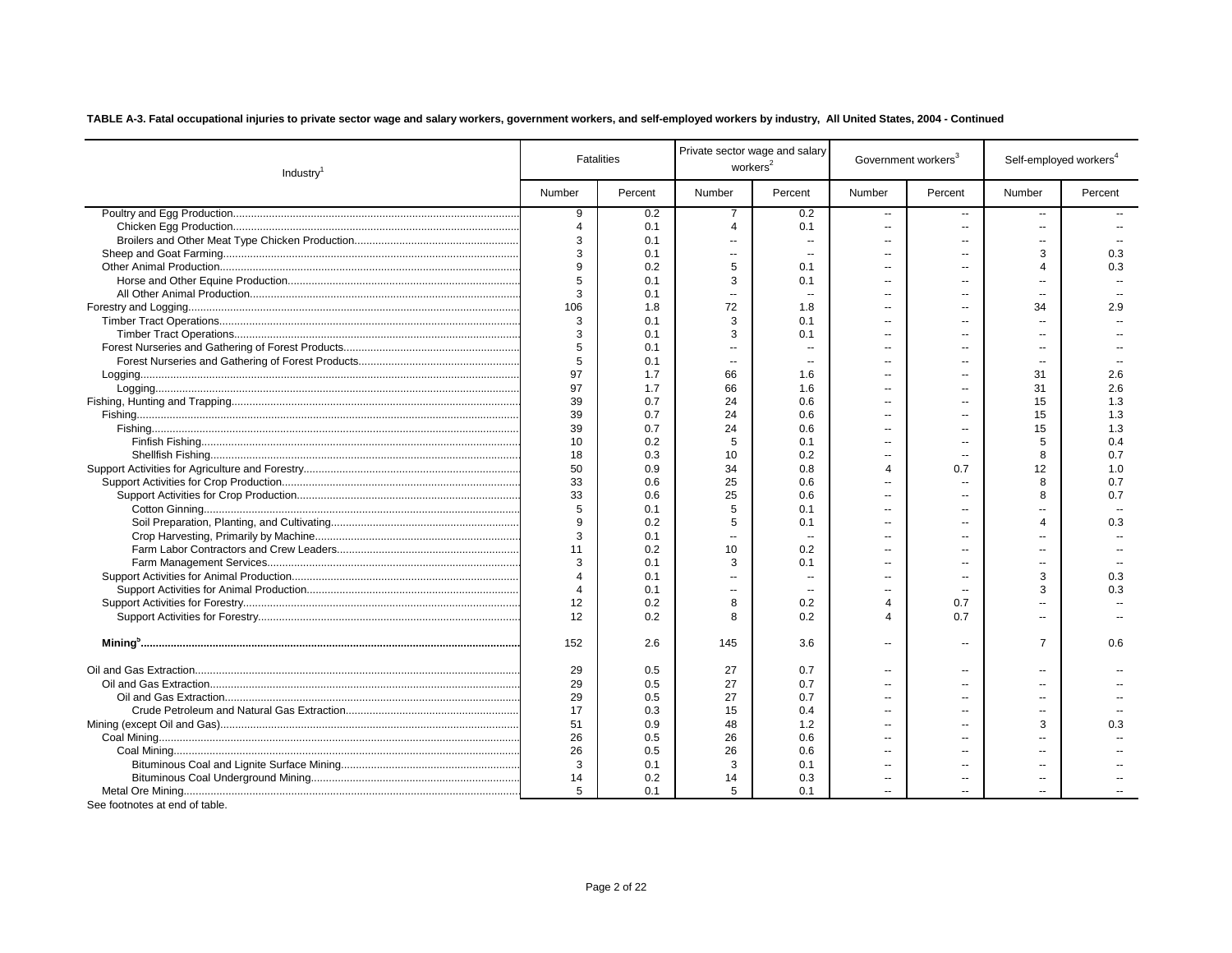**TABLE A-3. Fatal occupational injuries to private sector wage and salary workers, government workers, and self-employed workers by industry, All United States, 2004 - Continued**

| Industry[1] | Fatalities | | Private sector wage and salary workers[2] | | Government workers[3] | | Self-employed workers[4] | |
|---|---|---|---|---|---|---|---|---|
| | Number | Percent | Number | Percent | Number | Percent | Number | Percent |
| Poultry and Egg Production | 9 | 0.2 | 7 | 0.2 | -- | -- | -- | -- |
| Chicken Egg Production | 4 | 0.1 | 4 | 0.1 | -- | -- | -- | -- |
| Broilers and Other Meat Type Chicken Production | 3 | 0.1 | -- | -- | -- | -- | -- | -- |
| Sheep and Goat Farming | 3 | 0.1 | -- | -- | -- | -- | 3 | 0.3 |
| Other Animal Production | 9 | 0.2 | 5 | 0.1 | -- | -- | 4 | 0.3 |
| Horse and Other Equine Production | 5 | 0.1 | 3 | 0.1 | -- | -- | -- | -- |
| All Other Animal Production | 3 | 0.1 | -- | -- | -- | -- | -- | -- |
| Forestry and Logging | 106 | 1.8 | 72 | 1.8 | -- | -- | 34 | 2.9 |
| Timber Tract Operations | 3 | 0.1 | 3 | 0.1 | -- | -- | -- | -- |
| Timber Tract Operations | 3 | 0.1 | 3 | 0.1 | -- | -- | -- | -- |
| Forest Nurseries and Gathering of Forest Products | 5 | 0.1 | -- | -- | -- | -- | -- | -- |
| Forest Nurseries and Gathering of Forest Products | 5 | 0.1 | -- | -- | -- | -- | -- | -- |
| Logging | 97 | 1.7 | 66 | 1.6 | -- | -- | 31 | 2.6 |
| Logging | 97 | 1.7 | 66 | 1.6 | -- | -- | 31 | 2.6 |
| Fishing, Hunting and Trapping | 39 | 0.7 | 24 | 0.6 | -- | -- | 15 | 1.3 |
| Fishing | 39 | 0.7 | 24 | 0.6 | -- | -- | 15 | 1.3 |
| Fishing | 39 | 0.7 | 24 | 0.6 | -- | -- | 15 | 1.3 |
| Finfish Fishing | 10 | 0.2 | 5 | 0.1 | -- | -- | 5 | 0.4 |
| Shellfish Fishing | 18 | 0.3 | 10 | 0.2 | -- | -- | 8 | 0.7 |
| Support Activities for Agriculture and Forestry | 50 | 0.9 | 34 | 0.8 | 4 | 0.7 | 12 | 1.0 |
| Support Activities for Crop Production | 33 | 0.6 | 25 | 0.6 | -- | -- | 8 | 0.7 |
| Support Activities for Crop Production | 33 | 0.6 | 25 | 0.6 | -- | -- | 8 | 0.7 |
| Cotton Ginning | 5 | 0.1 | 5 | 0.1 | -- | -- | -- | -- |
| Soil Preparation, Planting, and Cultivating | 9 | 0.2 | 5 | 0.1 | -- | -- | 4 | 0.3 |
| Crop Harvesting, Primarily by Machine | 3 | 0.1 | -- | -- | -- | -- | -- | -- |
| Farm Labor Contractors and Crew Leaders | 11 | 0.2 | 10 | 0.2 | -- | -- | -- | -- |
| Farm Management Services | 3 | 0.1 | 3 | 0.1 | -- | -- | -- | -- |
| Support Activities for Animal Production | 4 | 0.1 | -- | -- | -- | -- | 3 | 0.3 |
| Support Activities for Animal Production | 4 | 0.1 | -- | -- | -- | -- | 3 | 0.3 |
| Support Activities for Forestry | 12 | 0.2 | 8 | 0.2 | 4 | 0.7 | -- | -- |
| Support Activities for Forestry | 12 | 0.2 | 8 | 0.2 | 4 | 0.7 | -- | -- |
| **Mining[5]** | 152 | 2.6 | 145 | 3.6 | -- | -- | 7 | 0.6 |
| Oil and Gas Extraction | 29 | 0.5 | 27 | 0.7 | -- | -- | -- | -- |
| Oil and Gas Extraction | 29 | 0.5 | 27 | 0.7 | -- | -- | -- | -- |
| Oil and Gas Extraction | 29 | 0.5 | 27 | 0.7 | -- | -- | -- | -- |
| Crude Petroleum and Natural Gas Extraction | 17 | 0.3 | 15 | 0.4 | -- | -- | -- | -- |
| Mining (except Oil and Gas) | 51 | 0.9 | 48 | 1.2 | -- | -- | 3 | 0.3 |
| Coal Mining | 26 | 0.5 | 26 | 0.6 | -- | -- | -- | -- |
| Coal Mining | 26 | 0.5 | 26 | 0.6 | -- | -- | -- | -- |
| Bituminous Coal and Lignite Surface Mining | 3 | 0.1 | 3 | 0.1 | -- | -- | -- | -- |
| Bituminous Coal Underground Mining | 14 | 0.2 | 14 | 0.3 | -- | -- | -- | -- |
| Metal Ore Mining | 5 | 0.1 | 5 | 0.1 | -- | -- | -- | -- |

See footnotes at end of table.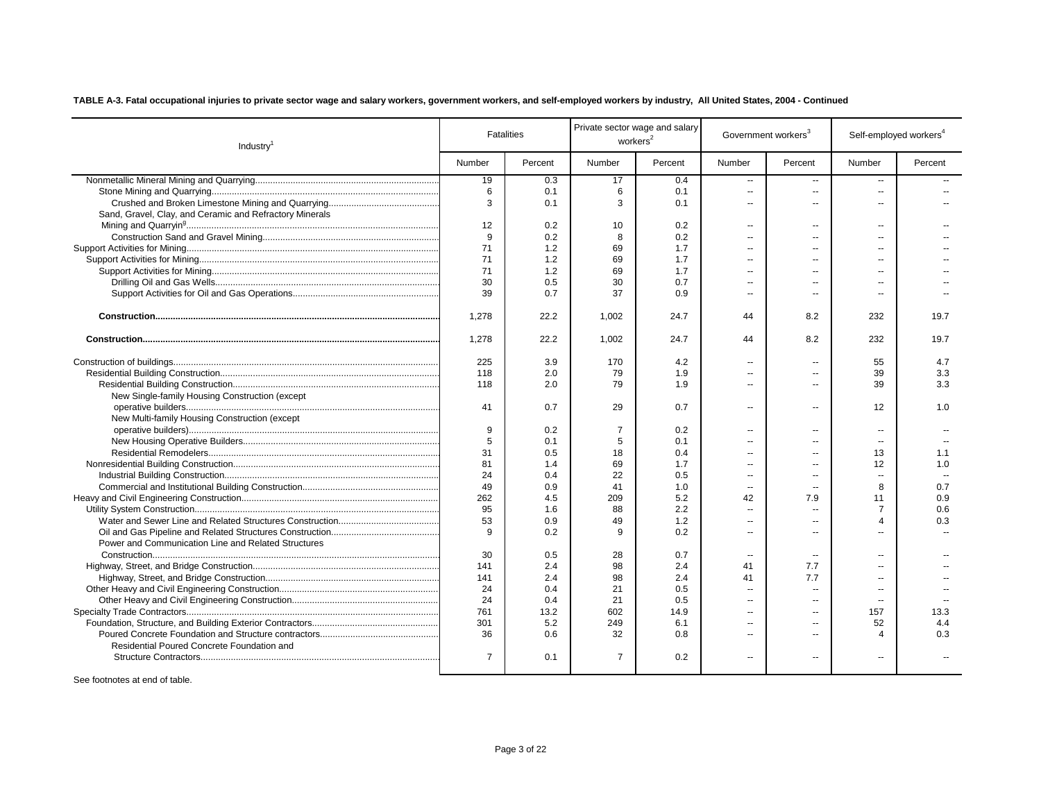**TABLE A-3. Fatal occupational injuries to private sector wage and salary workers, government workers, and self-employed workers by industry, All United States, 2004 - Continued**

| Industry[1] | Fatalities | | Private sector wage and salary workers[2] | | Government workers[3] | | Self-employed workers[4] | |
|---|---|---|---|---|---|---|---|---|
| | Number | Percent | Number | Percent | Number | Percent | Number | Percent |
| Nonmetallic Mineral Mining and Quarrying | 19 | 0.3 | 17 | 0.4 | -- | -- | -- | -- |
| Stone Mining and Quarrying | 6 | 0.1 | 6 | 0.1 | -- | -- | -- | -- |
| Crushed and Broken Limestone Mining and Quarrying | 3 | 0.1 | 3 | 0.1 | -- | -- | -- | -- |
| Sand, Gravel, Clay, and Ceramic and Refractory Minerals Mining and Quarryin[9] | 12 | 0.2 | 10 | 0.2 | -- | -- | -- | -- |
| Construction Sand and Gravel Mining | 9 | 0.2 | 8 | 0.2 | -- | -- | -- | -- |
| Support Activities for Mining | 71 | 1.2 | 69 | 1.7 | -- | -- | -- | -- |
| Support Activities for Mining | 71 | 1.2 | 69 | 1.7 | -- | -- | -- | -- |
| Support Activities for Mining | 71 | 1.2 | 69 | 1.7 | -- | -- | -- | -- |
| Drilling Oil and Gas Wells | 30 | 0.5 | 30 | 0.7 | -- | -- | -- | -- |
| Support Activities for Oil and Gas Operations | 39 | 0.7 | 37 | 0.9 | -- | -- | -- | -- |
| **Construction** | 1,278 | 22.2 | 1,002 | 24.7 | 44 | 8.2 | 232 | 19.7 |
| **Construction** | 1,278 | 22.2 | 1,002 | 24.7 | 44 | 8.2 | 232 | 19.7 |
| Construction of buildings | 225 | 3.9 | 170 | 4.2 | -- | -- | 55 | 4.7 |
| Residential Building Construction | 118 | 2.0 | 79 | 1.9 | -- | -- | 39 | 3.3 |
| Residential Building Construction | 118 | 2.0 | 79 | 1.9 | -- | -- | 39 | 3.3 |
| New Single-family Housing Construction (except operative builders | 41 | 0.7 | 29 | 0.7 | -- | -- | 12 | 1.0 |
| New Multi-family Housing Construction (except operative builders) | 9 | 0.2 | 7 | 0.2 | -- | -- | -- | -- |
| New Housing Operative Builders | 5 | 0.1 | 5 | 0.1 | -- | -- | -- | -- |
| Residential Remodelers | 31 | 0.5 | 18 | 0.4 | -- | -- | 13 | 1.1 |
| Nonresidential Building Construction | 81 | 1.4 | 69 | 1.7 | -- | -- | 12 | 1.0 |
| Industrial Building Construction | 24 | 0.4 | 22 | 0.5 | -- | -- | -- | -- |
| Commercial and Institutional Building Construction | 49 | 0.9 | 41 | 1.0 | -- | -- | 8 | 0.7 |
| Heavy and Civil Engineering Construction | 262 | 4.5 | 209 | 5.2 | 42 | 7.9 | 11 | 0.9 |
| Utility System Construction | 95 | 1.6 | 88 | 2.2 | -- | -- | 7 | 0.6 |
| Water and Sewer Line and Related Structures Construction | 53 | 0.9 | 49 | 1.2 | -- | -- | 4 | 0.3 |
| Oil and Gas Pipeline and Related Structures Construction | 9 | 0.2 | 9 | 0.2 | -- | -- | -- | -- |
| Power and Communication Line and Related Structures Construction | 30 | 0.5 | 28 | 0.7 | -- | -- | -- | -- |
| Highway, Street, and Bridge Construction | 141 | 2.4 | 98 | 2.4 | 41 | 7.7 | -- | -- |
| Highway, Street, and Bridge Construction | 141 | 2.4 | 98 | 2.4 | 41 | 7.7 | -- | -- |
| Other Heavy and Civil Engineering Construction | 24 | 0.4 | 21 | 0.5 | -- | -- | -- | -- |
| Other Heavy and Civil Engineering Construction | 24 | 0.4 | 21 | 0.5 | -- | -- | -- | -- |
| Specialty Trade Contractors | 761 | 13.2 | 602 | 14.9 | -- | -- | 157 | 13.3 |
| Foundation, Structure, and Building Exterior Contractors | 301 | 5.2 | 249 | 6.1 | -- | -- | 52 | 4.4 |
| Poured Concrete Foundation and Structure contractors | 36 | 0.6 | 32 | 0.8 | -- | -- | 4 | 0.3 |
| Residential Poured Concrete Foundation and Structure Contractors | 7 | 0.1 | 7 | 0.2 | -- | -- | -- | -- |

See footnotes at end of table.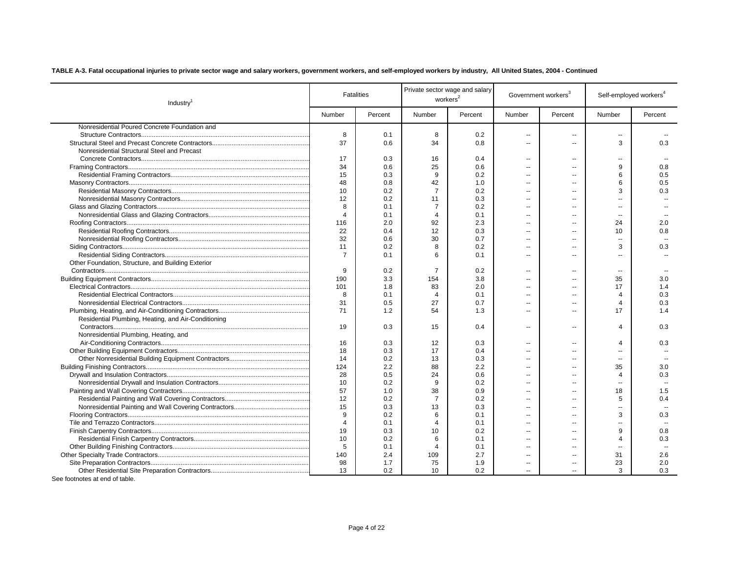**TABLE A-3. Fatal occupational injuries to private sector wage and salary workers, government workers, and self-employed workers by industry, All United States, 2004 - Continued**

| Industry[1] | Fatalities | | Private sector wage and salary workers[2] | | Government workers[3] | | Self-employed workers[4] | |
|---|---|---|---|---|---|---|---|---|
| | Number | Percent | Number | Percent | Number | Percent | Number | Percent |
| Nonresidential Poured Concrete Foundation and Structure Contractors | 8 | 0.1 | 8 | 0.2 | -- | -- | -- | -- |
| Structural Steel and Precast Concrete Contractors | 37 | 0.6 | 34 | 0.8 | -- | -- | 3 | 0.3 |
| Nonresidential Structural Steel and Precast Concrete Contractors | 17 | 0.3 | 16 | 0.4 | -- | -- | -- | -- |
| Framing Contractors | 34 | 0.6 | 25 | 0.6 | -- | -- | 9 | 0.8 |
| Residential Framing Contractors | 15 | 0.3 | 9 | 0.2 | -- | -- | 6 | 0.5 |
| Masonry Contractors | 48 | 0.8 | 42 | 1.0 | -- | -- | 6 | 0.5 |
| Residential Masonry Contractors | 10 | 0.2 | 7 | 0.2 | -- | -- | 3 | 0.3 |
| Nonresidential Masonry Contractors | 12 | 0.2 | 11 | 0.3 | -- | -- | -- | -- |
| Glass and Glazing Contractors | 8 | 0.1 | 7 | 0.2 | -- | -- | -- | -- |
| Nonresidential Glass and Glazing Contractors | 4 | 0.1 | 4 | 0.1 | -- | -- | -- | -- |
| Roofing Contractors | 116 | 2.0 | 92 | 2.3 | -- | -- | 24 | 2.0 |
| Residential Roofing Contractors | 22 | 0.4 | 12 | 0.3 | -- | -- | 10 | 0.8 |
| Nonresidential Roofing Contractors | 32 | 0.6 | 30 | 0.7 | -- | -- | -- | -- |
| Siding Contractors | 11 | 0.2 | 8 | 0.2 | -- | -- | 3 | 0.3 |
| Residential Siding Contractors | 7 | 0.1 | 6 | 0.1 | -- | -- | -- | -- |
| Other Foundation, Structure, and Building Exterior Contractors | 9 | 0.2 | 7 | 0.2 | -- | -- | -- | -- |
| Building Equipment Contractors | 190 | 3.3 | 154 | 3.8 | -- | -- | 35 | 3.0 |
| Electrical Contractors | 101 | 1.8 | 83 | 2.0 | -- | -- | 17 | 1.4 |
| Residential Electrical Contractors | 8 | 0.1 | 4 | 0.1 | -- | -- | 4 | 0.3 |
| Nonresidential Electrical Contractors | 31 | 0.5 | 27 | 0.7 | -- | -- | 4 | 0.3 |
| Plumbing, Heating, and Air-Conditioning Contractors | 71 | 1.2 | 54 | 1.3 | -- | -- | 17 | 1.4 |
| Residential Plumbing, Heating, and Air-Conditioning Contractors | 19 | 0.3 | 15 | 0.4 | -- | -- | 4 | 0.3 |
| Nonresidential Plumbing, Heating, and Air-Conditioning Contractors | 16 | 0.3 | 12 | 0.3 | -- | -- | 4 | 0.3 |
| Other Building Equipment Contractors | 18 | 0.3 | 17 | 0.4 | -- | -- | -- | -- |
| Other Nonresidential Building Equipment Contractors | 14 | 0.2 | 13 | 0.3 | -- | -- | -- | -- |
| Building Finishing Contractors | 124 | 2.2 | 88 | 2.2 | -- | -- | 35 | 3.0 |
| Drywall and Insulation Contractors | 28 | 0.5 | 24 | 0.6 | -- | -- | 4 | 0.3 |
| Nonresidential Drywall and Insulation Contractors | 10 | 0.2 | 9 | 0.2 | -- | -- | -- | -- |
| Painting and Wall Covering Contractors | 57 | 1.0 | 38 | 0.9 | -- | -- | 18 | 1.5 |
| Residential Painting and Wall Covering Contractors | 12 | 0.2 | 7 | 0.2 | -- | -- | 5 | 0.4 |
| Nonresidential Painting and Wall Covering Contractors | 15 | 0.3 | 13 | 0.3 | -- | -- | -- | -- |
| Flooring Contractors | 9 | 0.2 | 6 | 0.1 | -- | -- | 3 | 0.3 |
| Tile and Terrazzo Contractors | 4 | 0.1 | 4 | 0.1 | -- | -- | -- | -- |
| Finish Carpentry Contractors | 19 | 0.3 | 10 | 0.2 | -- | -- | 9 | 0.8 |
| Residential Finish Carpentry Contractors | 10 | 0.2 | 6 | 0.1 | -- | -- | 4 | 0.3 |
| Other Building Finishing Contractors | 5 | 0.1 | 4 | 0.1 | -- | -- | -- | -- |
| Other Specialty Trade Contractors | 140 | 2.4 | 109 | 2.7 | -- | -- | 31 | 2.6 |
| Site Preparation Contractors | 98 | 1.7 | 75 | 1.9 | -- | -- | 23 | 2.0 |
| Other Residential Site Preparation Contractors | 13 | 0.2 | 10 | 0.2 | -- | -- | 3 | 0.3 |

See footnotes at end of table.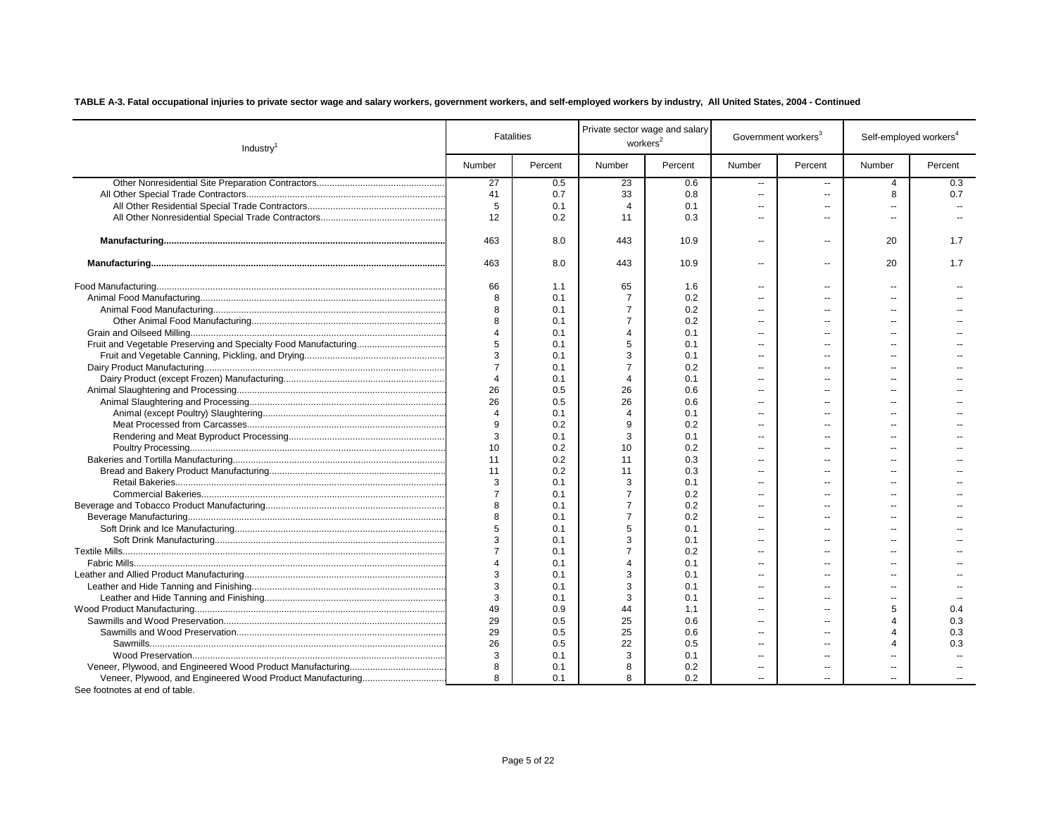**TABLE A-3. Fatal occupational injuries to private sector wage and salary workers, government workers, and self-employed workers by industry, All United States, 2004 - Continued**

| Industry[1] | Fatalities | | Private sector wage and salary workers[2] | | Government workers[3] | | Self-employed workers[4] | |
|---|---|---|---|---|---|---|---|---|
| | Number | Percent | Number | Percent | Number | Percent | Number | Percent |
| Other Nonresidential Site Preparation Contractors | 27 | 0.5 | 23 | 0.6 | -- | -- | 4 | 0.3 |
| All Other Special Trade Contractors | 41 | 0.7 | 33 | 0.8 | -- | -- | 8 | 0.7 |
| All Other Residential Special Trade Contractors | 5 | 0.1 | 4 | 0.1 | -- | -- | -- | -- |
| All Other Nonresidential Special Trade Contractors | 12 | 0.2 | 11 | 0.3 | -- | -- | -- | -- |
| **Manufacturing** | 463 | 8.0 | 443 | 10.9 | -- | -- | 20 | 1.7 |
| **Manufacturing** | 463 | 8.0 | 443 | 10.9 | -- | -- | 20 | 1.7 |
| Food Manufacturing | 66 | 1.1 | 65 | 1.6 | -- | -- | -- | -- |
| Animal Food Manufacturing | 8 | 0.1 | 7 | 0.2 | -- | -- | -- | -- |
| Animal Food Manufacturing | 8 | 0.1 | 7 | 0.2 | -- | -- | -- | -- |
| Other Animal Food Manufacturing | 8 | 0.1 | 7 | 0.2 | -- | -- | -- | -- |
| Grain and Oilseed Milling | 4 | 0.1 | 4 | 0.1 | -- | -- | -- | -- |
| Fruit and Vegetable Preserving and Specialty Food Manufacturing | 5 | 0.1 | 5 | 0.1 | -- | -- | -- | -- |
| Fruit and Vegetable Canning, Pickling, and Drying | 3 | 0.1 | 3 | 0.1 | -- | -- | -- | -- |
| Dairy Product Manufacturing | 7 | 0.1 | 7 | 0.2 | -- | -- | -- | -- |
| Dairy Product (except Frozen) Manufacturing | 4 | 0.1 | 4 | 0.1 | -- | -- | -- | -- |
| Animal Slaughtering and Processing | 26 | 0.5 | 26 | 0.6 | -- | -- | -- | -- |
| Animal Slaughtering and Processing | 26 | 0.5 | 26 | 0.6 | -- | -- | -- | -- |
| Animal (except Poultry) Slaughtering | 4 | 0.1 | 4 | 0.1 | -- | -- | -- | -- |
| Meat Processed from Carcasses | 9 | 0.2 | 9 | 0.2 | -- | -- | -- | -- |
| Rendering and Meat Byproduct Processing | 3 | 0.1 | 3 | 0.1 | -- | -- | -- | -- |
| Poultry Processing | 10 | 0.2 | 10 | 0.2 | -- | -- | -- | -- |
| Bakeries and Tortilla Manufacturing | 11 | 0.2 | 11 | 0.3 | -- | -- | -- | -- |
| Bread and Bakery Product Manufacturing | 11 | 0.2 | 11 | 0.3 | -- | -- | -- | -- |
| Retail Bakeries | 3 | 0.1 | 3 | 0.1 | -- | -- | -- | -- |
| Commercial Bakeries | 7 | 0.1 | 7 | 0.2 | -- | -- | -- | -- |
| Beverage and Tobacco Product Manufacturing | 8 | 0.1 | 7 | 0.2 | -- | -- | -- | -- |
| Beverage Manufacturing | 8 | 0.1 | 7 | 0.2 | -- | -- | -- | -- |
| Soft Drink and Ice Manufacturing | 5 | 0.1 | 5 | 0.1 | -- | -- | -- | -- |
| Soft Drink Manufacturing | 3 | 0.1 | 3 | 0.1 | -- | -- | -- | -- |
| Textile Mills | 7 | 0.1 | 7 | 0.2 | -- | -- | -- | -- |
| Fabric Mills | 4 | 0.1 | 4 | 0.1 | -- | -- | -- | -- |
| Leather and Allied Product Manufacturing | 3 | 0.1 | 3 | 0.1 | -- | -- | -- | -- |
| Leather and Hide Tanning and Finishing | 3 | 0.1 | 3 | 0.1 | -- | -- | -- | -- |
| Leather and Hide Tanning and Finishing | 3 | 0.1 | 3 | 0.1 | -- | -- | -- | -- |
| Wood Product Manufacturing | 49 | 0.9 | 44 | 1.1 | -- | -- | 5 | 0.4 |
| Sawmills and Wood Preservation | 29 | 0.5 | 25 | 0.6 | -- | -- | 4 | 0.3 |
| Sawmills and Wood Preservation | 29 | 0.5 | 25 | 0.6 | -- | -- | 4 | 0.3 |
| Sawmills | 26 | 0.5 | 22 | 0.5 | -- | -- | 4 | 0.3 |
| Wood Preservation | 3 | 0.1 | 3 | 0.1 | -- | -- | -- | -- |
| Veneer, Plywood, and Engineered Wood Product Manufacturing | 8 | 0.1 | 8 | 0.2 | -- | -- | -- | -- |
| Veneer, Plywood, and Engineered Wood Product Manufacturing | 8 | 0.1 | 8 | 0.2 | -- | -- | -- | -- |

See footnotes at end of table.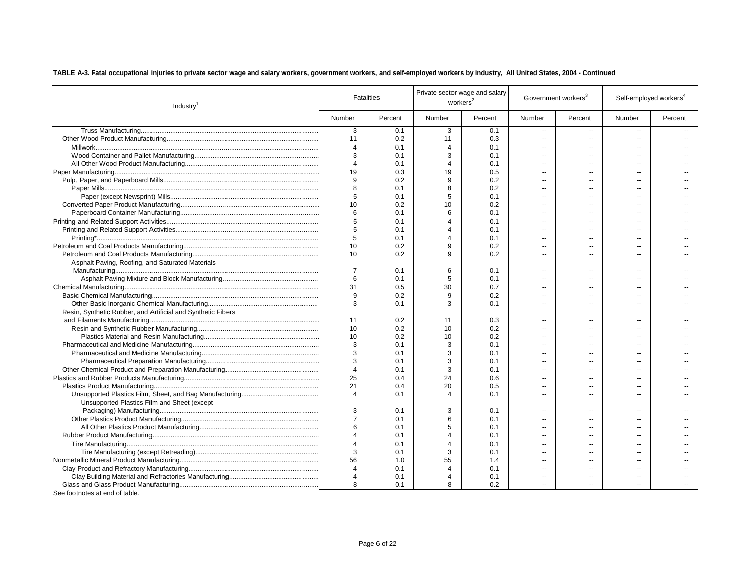**TABLE A-3. Fatal occupational injuries to private sector wage and salary workers, government workers, and self-employed workers by industry, All United States, 2004 - Continued**

| Industry[1] | Fatalities | | Private sector wage and salary workers[2] | | Government workers[3] | | Self-employed workers[4] | |
|---|---|---|---|---|---|---|---|---|
| | Number | Percent | Number | Percent | Number | Percent | Number | Percent |
| Truss Manufacturing | 3 | 0.1 | 3 | 0.1 | -- | -- | -- | -- |
| Other Wood Product Manufacturing | 11 | 0.2 | 11 | 0.3 | -- | -- | -- | -- |
| Millwork | 4 | 0.1 | 4 | 0.1 | -- | -- | -- | -- |
| Wood Container and Pallet Manufacturing | 3 | 0.1 | 3 | 0.1 | -- | -- | -- | -- |
| All Other Wood Product Manufacturing | 4 | 0.1 | 4 | 0.1 | -- | -- | -- | -- |
| Paper Manufacturing | 19 | 0.3 | 19 | 0.5 | -- | -- | -- | -- |
| Pulp, Paper, and Paperboard Mills | 9 | 0.2 | 9 | 0.2 | -- | -- | -- | -- |
| Paper Mills | 8 | 0.1 | 8 | 0.2 | -- | -- | -- | -- |
| Paper (except Newsprint) Mills | 5 | 0.1 | 5 | 0.1 | -- | -- | -- | -- |
| Converted Paper Product Manufacturing | 10 | 0.2 | 10 | 0.2 | -- | -- | -- | -- |
| Paperboard Container Manufacturing | 6 | 0.1 | 6 | 0.1 | -- | -- | -- | -- |
| Printing and Related Support Activities | 5 | 0.1 | 4 | 0.1 | -- | -- | -- | -- |
| Printing and Related Support Activities | 5 | 0.1 | 4 | 0.1 | -- | -- | -- | -- |
| Printing* | 5 | 0.1 | 4 | 0.1 | -- | -- | -- | -- |
| Petroleum and Coal Products Manufacturing | 10 | 0.2 | 9 | 0.2 | -- | -- | -- | -- |
| Petroleum and Coal Products Manufacturing | 10 | 0.2 | 9 | 0.2 | -- | -- | -- | -- |
| Asphalt Paving, Roofing, and Saturated Materials Manufacturing | 7 | 0.1 | 6 | 0.1 | -- | -- | -- | -- |
| Asphalt Paving Mixture and Block Manufacturing | 6 | 0.1 | 5 | 0.1 | -- | -- | -- | -- |
| Chemical Manufacturing | 31 | 0.5 | 30 | 0.7 | -- | -- | -- | -- |
| Basic Chemical Manufacturing | 9 | 0.2 | 9 | 0.2 | -- | -- | -- | -- |
| Other Basic Inorganic Chemical Manufacturing | 3 | 0.1 | 3 | 0.1 | -- | -- | -- | -- |
| Resin, Synthetic Rubber, and Artificial and Synthetic Fibers and Filaments Manufacturing | 11 | 0.2 | 11 | 0.3 | -- | -- | -- | -- |
| Resin and Synthetic Rubber Manufacturing | 10 | 0.2 | 10 | 0.2 | -- | -- | -- | -- |
| Plastics Material and Resin Manufacturing | 10 | 0.2 | 10 | 0.2 | -- | -- | -- | -- |
| Pharmaceutical and Medicine Manufacturing | 3 | 0.1 | 3 | 0.1 | -- | -- | -- | -- |
| Pharmaceutical and Medicine Manufacturing | 3 | 0.1 | 3 | 0.1 | -- | -- | -- | -- |
| Pharmaceutical Preparation Manufacturing | 3 | 0.1 | 3 | 0.1 | -- | -- | -- | -- |
| Other Chemical Product and Preparation Manufacturing | 4 | 0.1 | 3 | 0.1 | -- | -- | -- | -- |
| Plastics and Rubber Products Manufacturing | 25 | 0.4 | 24 | 0.6 | -- | -- | -- | -- |
| Plastics Product Manufacturing | 21 | 0.4 | 20 | 0.5 | -- | -- | -- | -- |
| Unsupported Plastics Film, Sheet, and Bag Manufacturing | 4 | 0.1 | 4 | 0.1 | -- | -- | -- | -- |
| Unsupported Plastics Film and Sheet (except Packaging) Manufacturing | 3 | 0.1 | 3 | 0.1 | -- | -- | -- | -- |
| Other Plastics Product Manufacturing | 7 | 0.1 | 6 | 0.1 | -- | -- | -- | -- |
| All Other Plastics Product Manufacturing | 6 | 0.1 | 5 | 0.1 | -- | -- | -- | -- |
| Rubber Product Manufacturing | 4 | 0.1 | 4 | 0.1 | -- | -- | -- | -- |
| Tire Manufacturing | 4 | 0.1 | 4 | 0.1 | -- | -- | -- | -- |
| Tire Manufacturing (except Retreading) | 3 | 0.1 | 3 | 0.1 | -- | -- | -- | -- |
| Nonmetallic Mineral Product Manufacturing | 56 | 1.0 | 55 | 1.4 | -- | -- | -- | -- |
| Clay Product and Refractory Manufacturing | 4 | 0.1 | 4 | 0.1 | -- | -- | -- | -- |
| Clay Building Material and Refractories Manufacturing | 4 | 0.1 | 4 | 0.1 | -- | -- | -- | -- |
| Glass and Glass Product Manufacturing | 8 | 0.1 | 8 | 0.2 | -- | -- | -- | -- |

See footnotes at end of table.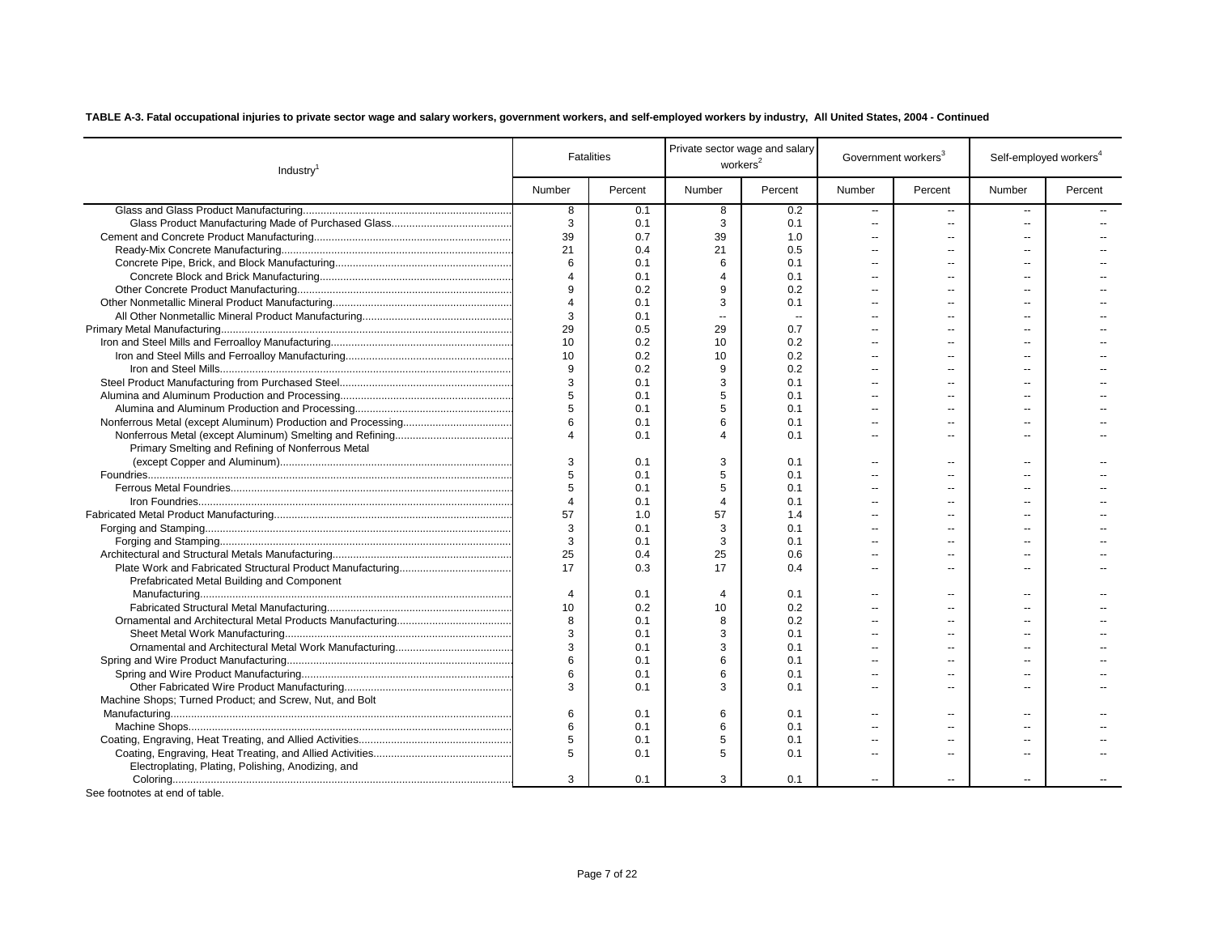**TABLE A-3. Fatal occupational injuries to private sector wage and salary workers, government workers, and self-employed workers by industry, All United States, 2004 - Continued**

| Industry[1] | Fatalities | | Private sector wage and salary workers[2] | | Government workers[3] | | Self-employed workers[4] | |
|---|---|---|---|---|---|---|---|---|
| | Number | Percent | Number | Percent | Number | Percent | Number | Percent |
| Glass and Glass Product Manufacturing | 8 | 0.1 | 8 | 0.2 | -- | -- | -- | -- |
| Glass Product Manufacturing Made of Purchased Glass | 3 | 0.1 | 3 | 0.1 | -- | -- | -- | -- |
| Cement and Concrete Product Manufacturing | 39 | 0.7 | 39 | 1.0 | -- | -- | -- | -- |
| Ready-Mix Concrete Manufacturing | 21 | 0.4 | 21 | 0.5 | -- | -- | -- | -- |
| Concrete Pipe, Brick, and Block Manufacturing | 6 | 0.1 | 6 | 0.1 | -- | -- | -- | -- |
| Concrete Block and Brick Manufacturing | 4 | 0.1 | 4 | 0.1 | -- | -- | -- | -- |
| Other Concrete Product Manufacturing | 9 | 0.2 | 9 | 0.2 | -- | -- | -- | -- |
| Other Nonmetallic Mineral Product Manufacturing | 4 | 0.1 | 3 | 0.1 | -- | -- | -- | -- |
| All Other Nonmetallic Mineral Product Manufacturing | 3 | 0.1 | -- | -- | -- | -- | -- | -- |
| Primary Metal Manufacturing | 29 | 0.5 | 29 | 0.7 | -- | -- | -- | -- |
| Iron and Steel Mills and Ferroalloy Manufacturing | 10 | 0.2 | 10 | 0.2 | -- | -- | -- | -- |
| Iron and Steel Mills and Ferroalloy Manufacturing | 10 | 0.2 | 10 | 0.2 | -- | -- | -- | -- |
| Iron and Steel Mills | 9 | 0.2 | 9 | 0.2 | -- | -- | -- | -- |
| Steel Product Manufacturing from Purchased Steel | 3 | 0.1 | 3 | 0.1 | -- | -- | -- | -- |
| Alumina and Aluminum Production and Processing | 5 | 0.1 | 5 | 0.1 | -- | -- | -- | -- |
| Alumina and Aluminum Production and Processing | 5 | 0.1 | 5 | 0.1 | -- | -- | -- | -- |
| Nonferrous Metal (except Aluminum) Production and Processing | 6 | 0.1 | 6 | 0.1 | -- | -- | -- | -- |
| Nonferrous Metal (except Aluminum) Smelting and Refining | 4 | 0.1 | 4 | 0.1 | -- | -- | -- | -- |
| Primary Smelting and Refining of Nonferrous Metal (except Copper and Aluminum) | 3 | 0.1 | 3 | 0.1 | -- | -- | -- | -- |
| Foundries | 5 | 0.1 | 5 | 0.1 | -- | -- | -- | -- |
| Ferrous Metal Foundries | 5 | 0.1 | 5 | 0.1 | -- | -- | -- | -- |
| Iron Foundries | 4 | 0.1 | 4 | 0.1 | -- | -- | -- | -- |
| Fabricated Metal Product Manufacturing | 57 | 1.0 | 57 | 1.4 | -- | -- | -- | -- |
| Forging and Stamping | 3 | 0.1 | 3 | 0.1 | -- | -- | -- | -- |
| Forging and Stamping | 3 | 0.1 | 3 | 0.1 | -- | -- | -- | -- |
| Architectural and Structural Metals Manufacturing | 25 | 0.4 | 25 | 0.6 | -- | -- | -- | -- |
| Plate Work and Fabricated Structural Product Manufacturing | 17 | 0.3 | 17 | 0.4 | -- | -- | -- | -- |
| Prefabricated Metal Building and Component Manufacturing | 4 | 0.1 | 4 | 0.1 | -- | -- | -- | -- |
| Fabricated Structural Metal Manufacturing | 10 | 0.2 | 10 | 0.2 | -- | -- | -- | -- |
| Ornamental and Architectural Metal Products Manufacturing | 8 | 0.1 | 8 | 0.2 | -- | -- | -- | -- |
| Sheet Metal Work Manufacturing | 3 | 0.1 | 3 | 0.1 | -- | -- | -- | -- |
| Ornamental and Architectural Metal Work Manufacturing | 3 | 0.1 | 3 | 0.1 | -- | -- | -- | -- |
| Spring and Wire Product Manufacturing | 6 | 0.1 | 6 | 0.1 | -- | -- | -- | -- |
| Spring and Wire Product Manufacturing | 6 | 0.1 | 6 | 0.1 | -- | -- | -- | -- |
| Other Fabricated Wire Product Manufacturing | 3 | 0.1 | 3 | 0.1 | -- | -- | -- | -- |
| Machine Shops; Turned Product; and Screw, Nut, and Bolt Manufacturing | 6 | 0.1 | 6 | 0.1 | -- | -- | -- | -- |
| Machine Shops | 6 | 0.1 | 6 | 0.1 | -- | -- | -- | -- |
| Coating, Engraving, Heat Treating, and Allied Activities | 5 | 0.1 | 5 | 0.1 | -- | -- | -- | -- |
| Coating, Engraving, Heat Treating, and Allied Activities | 5 | 0.1 | 5 | 0.1 | -- | -- | -- | -- |
| Electroplating, Plating, Polishing, Anodizing, and Coloring | 3 | 0.1 | 3 | 0.1 | -- | -- | -- | -- |

See footnotes at end of table.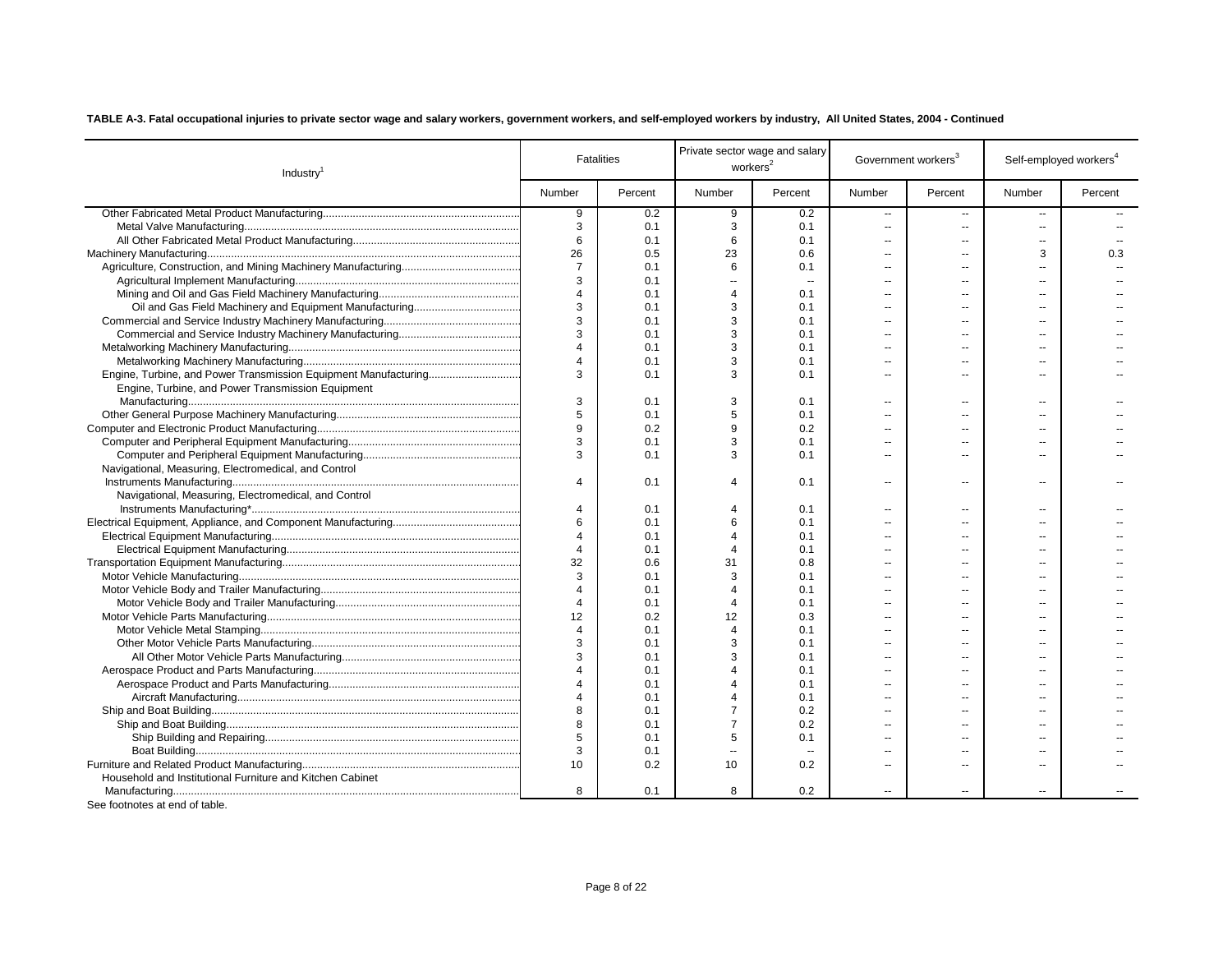**TABLE A-3. Fatal occupational injuries to private sector wage and salary workers, government workers, and self-employed workers by industry, All United States, 2004 - Continued**

| Industry[1] | Fatalities | | Private sector wage and salary workers[2] | | Government workers[3] | | Self-employed workers[4] | |
|---|---|---|---|---|---|---|---|---|
| | Number | Percent | Number | Percent | Number | Percent | Number | Percent |
| Other Fabricated Metal Product Manufacturing | 9 | 0.2 | 9 | 0.2 | -- | -- | -- | -- |
| Metal Valve Manufacturing | 3 | 0.1 | 3 | 0.1 | -- | -- | -- | -- |
| All Other Fabricated Metal Product Manufacturing | 6 | 0.1 | 6 | 0.1 | -- | -- | -- | -- |
| Machinery Manufacturing | 26 | 0.5 | 23 | 0.6 | -- | -- | 3 | 0.3 |
| Agriculture, Construction, and Mining Machinery Manufacturing | 7 | 0.1 | 6 | 0.1 | -- | -- | -- | -- |
| Agricultural Implement Manufacturing | 3 | 0.1 | -- | -- | -- | -- | -- | -- |
| Mining and Oil and Gas Field Machinery Manufacturing | 4 | 0.1 | 4 | 0.1 | -- | -- | -- | -- |
| Oil and Gas Field Machinery and Equipment Manufacturing | 3 | 0.1 | 3 | 0.1 | -- | -- | -- | -- |
| Commercial and Service Industry Machinery Manufacturing | 3 | 0.1 | 3 | 0.1 | -- | -- | -- | -- |
| Commercial and Service Industry Machinery Manufacturing | 3 | 0.1 | 3 | 0.1 | -- | -- | -- | -- |
| Metalworking Machinery Manufacturing | 4 | 0.1 | 3 | 0.1 | -- | -- | -- | -- |
| Metalworking Machinery Manufacturing | 4 | 0.1 | 3 | 0.1 | -- | -- | -- | -- |
| Engine, Turbine, and Power Transmission Equipment Manufacturing | 3 | 0.1 | 3 | 0.1 | -- | -- | -- | -- |
| Engine, Turbine, and Power Transmission Equipment Manufacturing | 3 | 0.1 | 3 | 0.1 | -- | -- | -- | -- |
| Other General Purpose Machinery Manufacturing | 5 | 0.1 | 5 | 0.1 | -- | -- | -- | -- |
| Computer and Electronic Product Manufacturing | 9 | 0.2 | 9 | 0.2 | -- | -- | -- | -- |
| Computer and Peripheral Equipment Manufacturing | 3 | 0.1 | 3 | 0.1 | -- | -- | -- | -- |
| Computer and Peripheral Equipment Manufacturing | 3 | 0.1 | 3 | 0.1 | -- | -- | -- | -- |
| Navigational, Measuring, Electromedical, and Control Instruments Manufacturing | 4 | 0.1 | 4 | 0.1 | -- | -- | -- | -- |
| Navigational, Measuring, Electromedical, and Control Instruments Manufacturing* | 4 | 0.1 | 4 | 0.1 | -- | -- | -- | -- |
| Electrical Equipment, Appliance, and Component Manufacturing | 6 | 0.1 | 6 | 0.1 | -- | -- | -- | -- |
| Electrical Equipment Manufacturing | 4 | 0.1 | 4 | 0.1 | -- | -- | -- | -- |
| Electrical Equipment Manufacturing | 4 | 0.1 | 4 | 0.1 | -- | -- | -- | -- |
| Transportation Equipment Manufacturing | 32 | 0.6 | 31 | 0.8 | -- | -- | -- | -- |
| Motor Vehicle Manufacturing | 3 | 0.1 | 3 | 0.1 | -- | -- | -- | -- |
| Motor Vehicle Body and Trailer Manufacturing | 4 | 0.1 | 4 | 0.1 | -- | -- | -- | -- |
| Motor Vehicle Body and Trailer Manufacturing | 4 | 0.1 | 4 | 0.1 | -- | -- | -- | -- |
| Motor Vehicle Parts Manufacturing | 12 | 0.2 | 12 | 0.3 | -- | -- | -- | -- |
| Motor Vehicle Metal Stamping | 4 | 0.1 | 4 | 0.1 | -- | -- | -- | -- |
| Other Motor Vehicle Parts Manufacturing | 3 | 0.1 | 3 | 0.1 | -- | -- | -- | -- |
| All Other Motor Vehicle Parts Manufacturing | 3 | 0.1 | 3 | 0.1 | -- | -- | -- | -- |
| Aerospace Product and Parts Manufacturing | 4 | 0.1 | 4 | 0.1 | -- | -- | -- | -- |
| Aerospace Product and Parts Manufacturing | 4 | 0.1 | 4 | 0.1 | -- | -- | -- | -- |
| Aircraft Manufacturing | 4 | 0.1 | 4 | 0.1 | -- | -- | -- | -- |
| Ship and Boat Building | 8 | 0.1 | 7 | 0.2 | -- | -- | -- | -- |
| Ship and Boat Building | 8 | 0.1 | 7 | 0.2 | -- | -- | -- | -- |
| Ship Building and Repairing | 5 | 0.1 | 5 | 0.1 | -- | -- | -- | -- |
| Boat Building | 3 | 0.1 | -- | -- | -- | -- | -- | -- |
| Furniture and Related Product Manufacturing | 10 | 0.2 | 10 | 0.2 | -- | -- | -- | -- |
| Household and Institutional Furniture and Kitchen Cabinet Manufacturing | 8 | 0.1 | 8 | 0.2 | -- | -- | -- | -- |

See footnotes at end of table.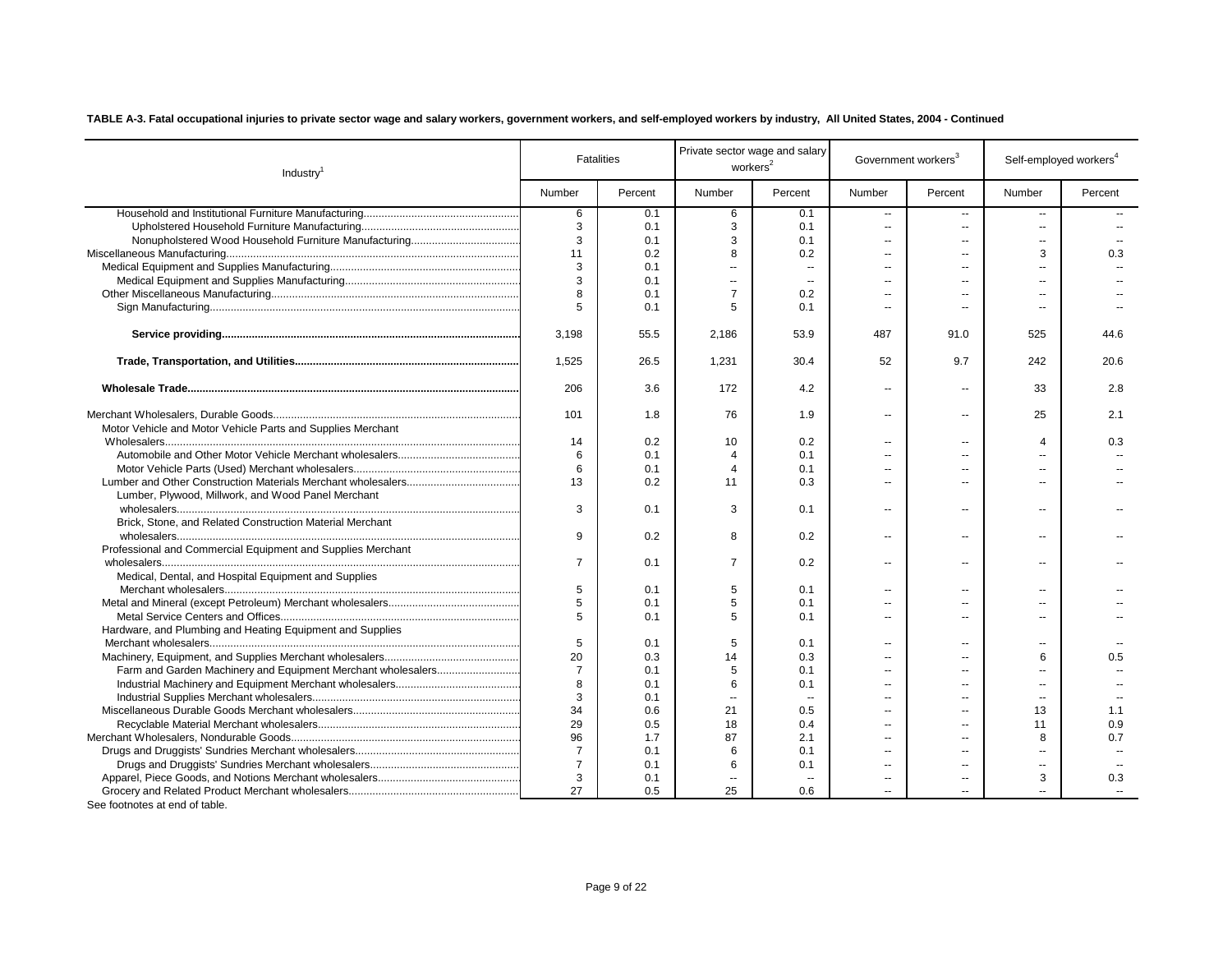**TABLE A-3. Fatal occupational injuries to private sector wage and salary workers, government workers, and self-employed workers by industry, All United States, 2004 - Continued**

| Industry[1] | Fatalities | | Private sector wage and salary workers[2] | | Government workers[3] | | Self-employed workers[4] | |
|---|---|---|---|---|---|---|---|---|
| | Number | Percent | Number | Percent | Number | Percent | Number | Percent |
| Household and Institutional Furniture Manufacturing | 6 | 0.1 | 6 | 0.1 | -- | -- | -- | -- |
| Upholstered Household Furniture Manufacturing | 3 | 0.1 | 3 | 0.1 | -- | -- | -- | -- |
| Nonupholstered Wood Household Furniture Manufacturing | 3 | 0.1 | 3 | 0.1 | -- | -- | -- | -- |
| Miscellaneous Manufacturing | 11 | 0.2 | 8 | 0.2 | -- | -- | 3 | 0.3 |
| Medical Equipment and Supplies Manufacturing | 3 | 0.1 | -- | -- | -- | -- | -- | -- |
| Medical Equipment and Supplies Manufacturing | 3 | 0.1 | -- | -- | -- | -- | -- | -- |
| Other Miscellaneous Manufacturing | 8 | 0.1 | 7 | 0.2 | -- | -- | -- | -- |
| Sign Manufacturing | 5 | 0.1 | 5 | 0.1 | -- | -- | -- | -- |
| **Service providing** | 3,198 | 55.5 | 2,186 | 53.9 | 487 | 91.0 | 525 | 44.6 |
| **Trade, Transportation, and Utilities** | 1,525 | 26.5 | 1,231 | 30.4 | 52 | 9.7 | 242 | 20.6 |
| **Wholesale Trade** | 206 | 3.6 | 172 | 4.2 | -- | -- | 33 | 2.8 |
| Merchant Wholesalers, Durable Goods | 101 | 1.8 | 76 | 1.9 | -- | -- | 25 | 2.1 |
| Motor Vehicle and Motor Vehicle Parts and Supplies Merchant Wholesalers | 14 | 0.2 | 10 | 0.2 | -- | -- | 4 | 0.3 |
| Automobile and Other Motor Vehicle Merchant wholesalers | 6 | 0.1 | 4 | 0.1 | -- | -- | -- | -- |
| Motor Vehicle Parts (Used) Merchant wholesalers | 6 | 0.1 | 4 | 0.1 | -- | -- | -- | -- |
| Lumber and Other Construction Materials Merchant wholesalers | 13 | 0.2 | 11 | 0.3 | -- | -- | -- | -- |
| Lumber, Plywood, Millwork, and Wood Panel Merchant wholesalers | 3 | 0.1 | 3 | 0.1 | -- | -- | -- | -- |
| Brick, Stone, and Related Construction Material Merchant wholesalers | 9 | 0.2 | 8 | 0.2 | -- | -- | -- | -- |
| Professional and Commercial Equipment and Supplies Merchant wholesalers | 7 | 0.1 | 7 | 0.2 | -- | -- | -- | -- |
| Medical, Dental, and Hospital Equipment and Supplies Merchant wholesalers | 5 | 0.1 | 5 | 0.1 | -- | -- | -- | -- |
| Metal and Mineral (except Petroleum) Merchant wholesalers | 5 | 0.1 | 5 | 0.1 | -- | -- | -- | -- |
| Metal Service Centers and Offices | 5 | 0.1 | 5 | 0.1 | -- | -- | -- | -- |
| Hardware, and Plumbing and Heating Equipment and Supplies Merchant wholesalers | 5 | 0.1 | 5 | 0.1 | -- | -- | -- | -- |
| Machinery, Equipment, and Supplies Merchant wholesalers | 20 | 0.3 | 14 | 0.3 | -- | -- | 6 | 0.5 |
| Farm and Garden Machinery and Equipment Merchant wholesalers | 7 | 0.1 | 5 | 0.1 | -- | -- | -- | -- |
| Industrial Machinery and Equipment Merchant wholesalers | 8 | 0.1 | 6 | 0.1 | -- | -- | -- | -- |
| Industrial Supplies Merchant wholesalers | 3 | 0.1 | -- | -- | -- | -- | -- | -- |
| Miscellaneous Durable Goods Merchant wholesalers | 34 | 0.6 | 21 | 0.5 | -- | -- | 13 | 1.1 |
| Recyclable Material Merchant wholesalers | 29 | 0.5 | 18 | 0.4 | -- | -- | 11 | 0.9 |
| Merchant Wholesalers, Nondurable Goods | 96 | 1.7 | 87 | 2.1 | -- | -- | 8 | 0.7 |
| Drugs and Druggists' Sundries Merchant wholesalers | 7 | 0.1 | 6 | 0.1 | -- | -- | -- | -- |
| Drugs and Druggists' Sundries Merchant wholesalers | 7 | 0.1 | 6 | 0.1 | -- | -- | -- | -- |
| Apparel, Piece Goods, and Notions Merchant wholesalers | 3 | 0.1 | -- | -- | -- | -- | 3 | 0.3 |
| Grocery and Related Product Merchant wholesalers | 27 | 0.5 | 25 | 0.6 | -- | -- | -- | -- |

See footnotes at end of table.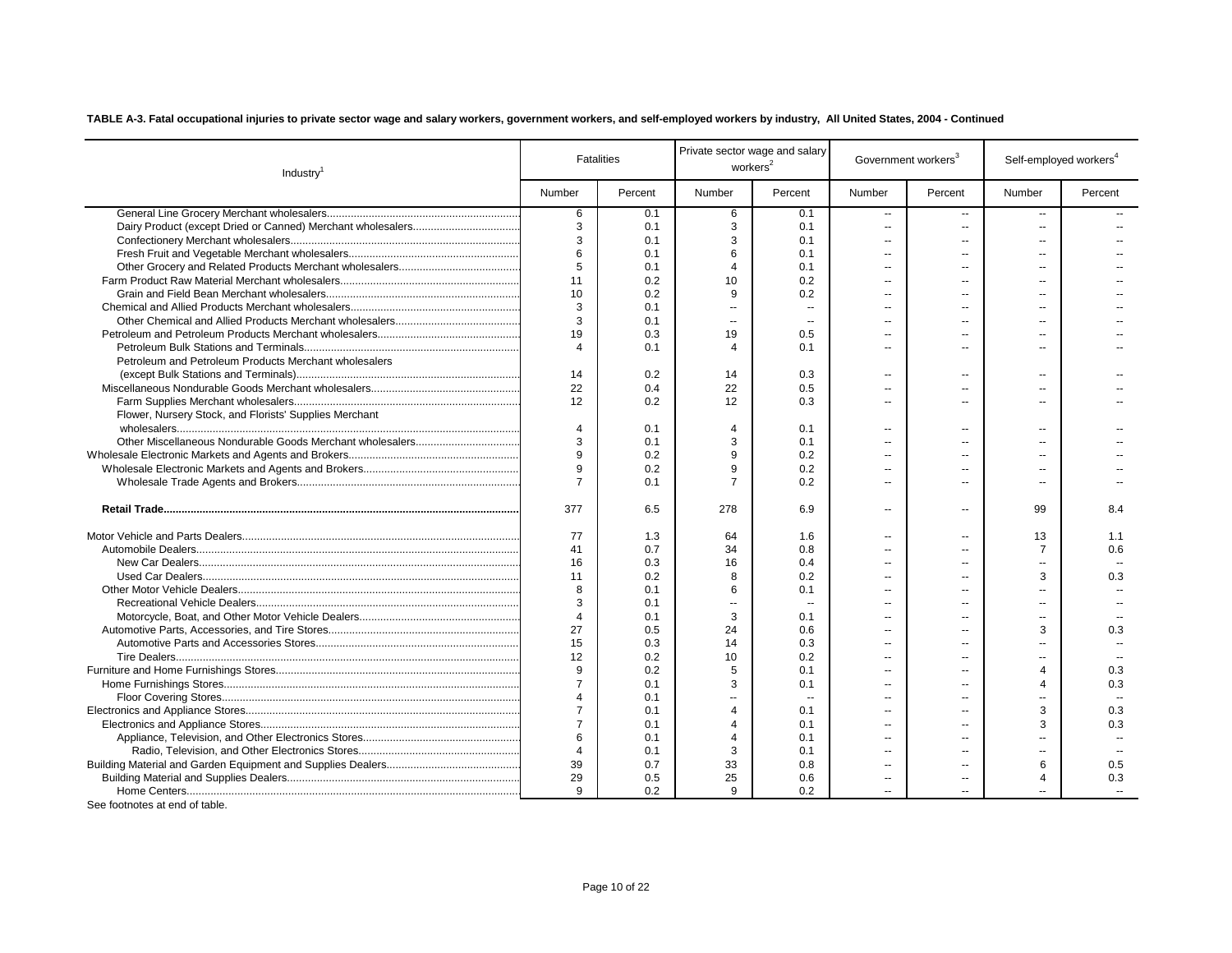**TABLE A-3. Fatal occupational injuries to private sector wage and salary workers, government workers, and self-employed workers by industry, All United States, 2004 - Continued**

| Industry[1] | Fatalities | | Private sector wage and salary workers[2] | | Government workers[3] | | Self-employed workers[4] | |
|---|---|---|---|---|---|---|---|---|
| | Number | Percent | Number | Percent | Number | Percent | Number | Percent |
| General Line Grocery Merchant wholesalers | 6 | 0.1 | 6 | 0.1 | -- | -- | -- | -- |
| Dairy Product (except Dried or Canned) Merchant wholesalers | 3 | 0.1 | 3 | 0.1 | -- | -- | -- | -- |
| Confectionery Merchant wholesalers | 3 | 0.1 | 3 | 0.1 | -- | -- | -- | -- |
| Fresh Fruit and Vegetable Merchant wholesalers | 6 | 0.1 | 6 | 0.1 | -- | -- | -- | -- |
| Other Grocery and Related Products Merchant wholesalers | 5 | 0.1 | 4 | 0.1 | -- | -- | -- | -- |
| Farm Product Raw Material Merchant wholesalers | 11 | 0.2 | 10 | 0.2 | -- | -- | -- | -- |
| Grain and Field Bean Merchant wholesalers | 10 | 0.2 | 9 | 0.2 | -- | -- | -- | -- |
| Chemical and Allied Products Merchant wholesalers | 3 | 0.1 | -- | -- | -- | -- | -- | -- |
| Other Chemical and Allied Products Merchant wholesalers | 3 | 0.1 | -- | -- | -- | -- | -- | -- |
| Petroleum and Petroleum Products Merchant wholesalers | 19 | 0.3 | 19 | 0.5 | -- | -- | -- | -- |
| Petroleum Bulk Stations and Terminals | 4 | 0.1 | 4 | 0.1 | -- | -- | -- | -- |
| Petroleum and Petroleum Products Merchant wholesalers (except Bulk Stations and Terminals) | 14 | 0.2 | 14 | 0.3 | -- | -- | -- | -- |
| Miscellaneous Nondurable Goods Merchant wholesalers | 22 | 0.4 | 22 | 0.5 | -- | -- | -- | -- |
| Farm Supplies Merchant wholesalers | 12 | 0.2 | 12 | 0.3 | -- | -- | -- | -- |
| Flower, Nursery Stock, and Florists' Supplies Merchant wholesalers | 4 | 0.1 | 4 | 0.1 | -- | -- | -- | -- |
| Other Miscellaneous Nondurable Goods Merchant wholesalers | 3 | 0.1 | 3 | 0.1 | -- | -- | -- | -- |
| Wholesale Electronic Markets and Agents and Brokers | 9 | 0.2 | 9 | 0.2 | -- | -- | -- | -- |
| Wholesale Electronic Markets and Agents and Brokers | 9 | 0.2 | 9 | 0.2 | -- | -- | -- | -- |
| Wholesale Trade Agents and Brokers | 7 | 0.1 | 7 | 0.2 | -- | -- | -- | -- |
| **Retail Trade** | 377 | 6.5 | 278 | 6.9 | -- | -- | 99 | 8.4 |
| Motor Vehicle and Parts Dealers | 77 | 1.3 | 64 | 1.6 | -- | -- | 13 | 1.1 |
| Automobile Dealers | 41 | 0.7 | 34 | 0.8 | -- | -- | 7 | 0.6 |
| New Car Dealers | 16 | 0.3 | 16 | 0.4 | -- | -- | -- | -- |
| Used Car Dealers | 11 | 0.2 | 8 | 0.2 | -- | -- | 3 | 0.3 |
| Other Motor Vehicle Dealers | 8 | 0.1 | 6 | 0.1 | -- | -- | -- | -- |
| Recreational Vehicle Dealers | 3 | 0.1 | -- | -- | -- | -- | -- | -- |
| Motorcycle, Boat, and Other Motor Vehicle Dealers | 4 | 0.1 | 3 | 0.1 | -- | -- | -- | -- |
| Automotive Parts, Accessories, and Tire Stores | 27 | 0.5 | 24 | 0.6 | -- | -- | 3 | 0.3 |
| Automotive Parts and Accessories Stores | 15 | 0.3 | 14 | 0.3 | -- | -- | -- | -- |
| Tire Dealers | 12 | 0.2 | 10 | 0.2 | -- | -- | -- | -- |
| Furniture and Home Furnishings Stores | 9 | 0.2 | 5 | 0.1 | -- | -- | 4 | 0.3 |
| Home Furnishings Stores | 7 | 0.1 | 3 | 0.1 | -- | -- | 4 | 0.3 |
| Floor Covering Stores | 4 | 0.1 | -- | -- | -- | -- | -- | -- |
| Electronics and Appliance Stores | 7 | 0.1 | 4 | 0.1 | -- | -- | 3 | 0.3 |
| Electronics and Appliance Stores | 7 | 0.1 | 4 | 0.1 | -- | -- | 3 | 0.3 |
| Appliance, Television, and Other Electronics Stores | 6 | 0.1 | 4 | 0.1 | -- | -- | -- | -- |
| Radio, Television, and Other Electronics Stores | 4 | 0.1 | 3 | 0.1 | -- | -- | -- | -- |
| Building Material and Garden Equipment and Supplies Dealers | 39 | 0.7 | 33 | 0.8 | -- | -- | 6 | 0.5 |
| Building Material and Supplies Dealers | 29 | 0.5 | 25 | 0.6 | -- | -- | 4 | 0.3 |
| Home Centers | 9 | 0.2 | 9 | 0.2 | -- | -- | -- | -- |

See footnotes at end of table.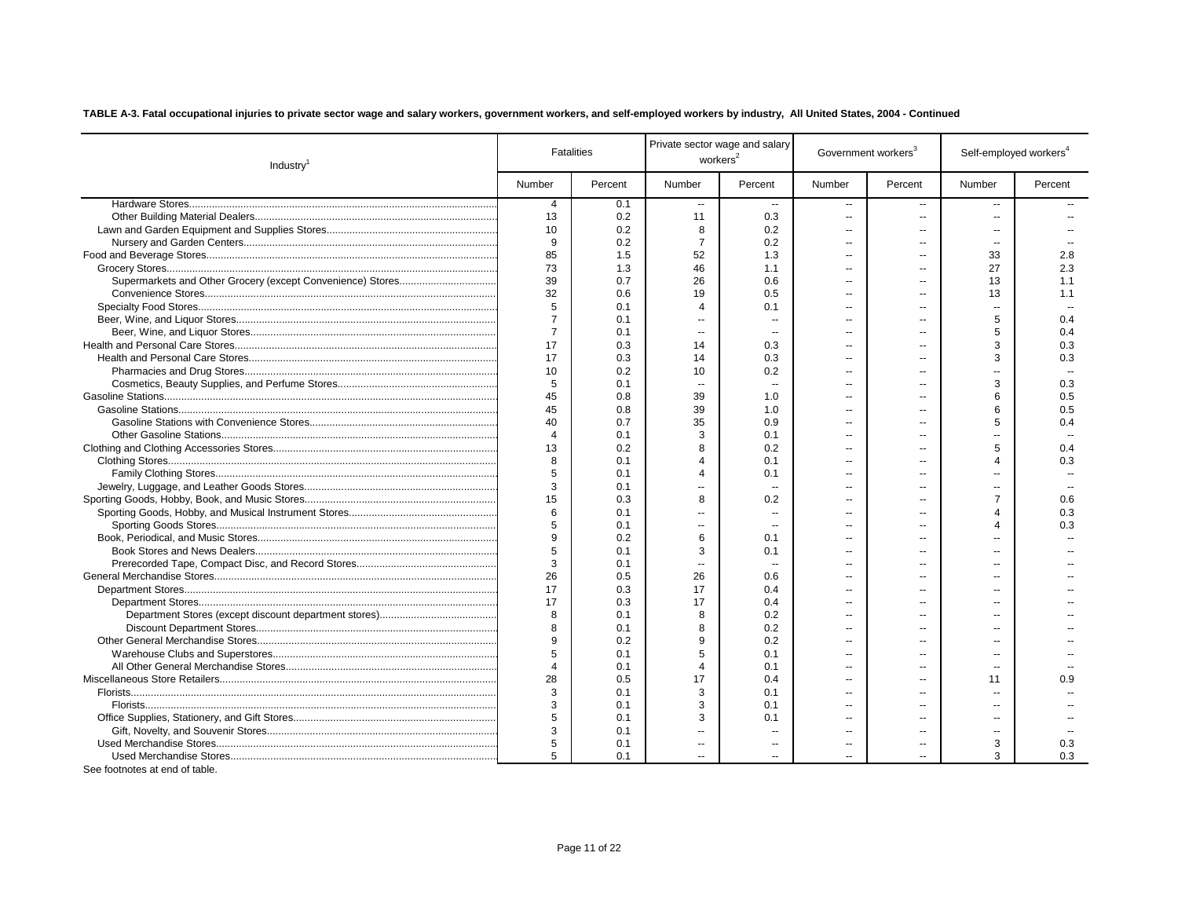**TABLE A-3. Fatal occupational injuries to private sector wage and salary workers, government workers, and self-employed workers by industry, All United States, 2004 - Continued**

| Industry[1] | Fatalities | | Private sector wage and salary workers[2] | | Government workers[3] | | Self-employed workers[4] | |
|---|---|---|---|---|---|---|---|---|
| | Number | Percent | Number | Percent | Number | Percent | Number | Percent |
| Hardware Stores | 4 | 0.1 | -- | -- | -- | -- | -- | -- |
| Other Building Material Dealers | 13 | 0.2 | 11 | 0.3 | -- | -- | -- | -- |
| Lawn and Garden Equipment and Supplies Stores | 10 | 0.2 | 8 | 0.2 | -- | -- | -- | -- |
| Nursery and Garden Centers | 9 | 0.2 | 7 | 0.2 | -- | -- | -- | -- |
| Food and Beverage Stores | 85 | 1.5 | 52 | 1.3 | -- | -- | 33 | 2.8 |
| Grocery Stores | 73 | 1.3 | 46 | 1.1 | -- | -- | 27 | 2.3 |
| Supermarkets and Other Grocery (except Convenience) Stores | 39 | 0.7 | 26 | 0.6 | -- | -- | 13 | 1.1 |
| Convenience Stores | 32 | 0.6 | 19 | 0.5 | -- | -- | 13 | 1.1 |
| Specialty Food Stores | 5 | 0.1 | 4 | 0.1 | -- | -- | -- | -- |
| Beer, Wine, and Liquor Stores | 7 | 0.1 | -- | -- | -- | -- | 5 | 0.4 |
| Beer, Wine, and Liquor Stores | 7 | 0.1 | -- | -- | -- | -- | 5 | 0.4 |
| Health and Personal Care Stores | 17 | 0.3 | 14 | 0.3 | -- | -- | 3 | 0.3 |
| Health and Personal Care Stores | 17 | 0.3 | 14 | 0.3 | -- | -- | 3 | 0.3 |
| Pharmacies and Drug Stores | 10 | 0.2 | 10 | 0.2 | -- | -- | -- | -- |
| Cosmetics, Beauty Supplies, and Perfume Stores | 5 | 0.1 | -- | -- | -- | -- | 3 | 0.3 |
| Gasoline Stations | 45 | 0.8 | 39 | 1.0 | -- | -- | 6 | 0.5 |
| Gasoline Stations | 45 | 0.8 | 39 | 1.0 | -- | -- | 6 | 0.5 |
| Gasoline Stations with Convenience Stores | 40 | 0.7 | 35 | 0.9 | -- | -- | 5 | 0.4 |
| Other Gasoline Stations | 4 | 0.1 | 3 | 0.1 | -- | -- | -- | -- |
| Clothing and Clothing Accessories Stores | 13 | 0.2 | 8 | 0.2 | -- | -- | 5 | 0.4 |
| Clothing Stores | 8 | 0.1 | 4 | 0.1 | -- | -- | 4 | 0.3 |
| Family Clothing Stores | 5 | 0.1 | 4 | 0.1 | -- | -- | -- | -- |
| Jewelry, Luggage, and Leather Goods Stores | 3 | 0.1 | -- | -- | -- | -- | -- | -- |
| Sporting Goods, Hobby, Book, and Music Stores | 15 | 0.3 | 8 | 0.2 | -- | -- | 7 | 0.6 |
| Sporting Goods, Hobby, and Musical Instrument Stores | 6 | 0.1 | -- | -- | -- | -- | 4 | 0.3 |
| Sporting Goods Stores | 5 | 0.1 | -- | -- | -- | -- | 4 | 0.3 |
| Book, Periodical, and Music Stores | 9 | 0.2 | 6 | 0.1 | -- | -- | -- | -- |
| Book Stores and News Dealers | 5 | 0.1 | 3 | 0.1 | -- | -- | -- | -- |
| Prerecorded Tape, Compact Disc, and Record Stores | 3 | 0.1 | -- | -- | -- | -- | -- | -- |
| General Merchandise Stores | 26 | 0.5 | 26 | 0.6 | -- | -- | -- | -- |
| Department Stores | 17 | 0.3 | 17 | 0.4 | -- | -- | -- | -- |
| Department Stores | 17 | 0.3 | 17 | 0.4 | -- | -- | -- | -- |
| Department Stores (except discount department stores) | 8 | 0.1 | 8 | 0.2 | -- | -- | -- | -- |
| Discount Department Stores | 8 | 0.1 | 8 | 0.2 | -- | -- | -- | -- |
| Other General Merchandise Stores | 9 | 0.2 | 9 | 0.2 | -- | -- | -- | -- |
| Warehouse Clubs and Superstores | 5 | 0.1 | 5 | 0.1 | -- | -- | -- | -- |
| All Other General Merchandise Stores | 4 | 0.1 | 4 | 0.1 | -- | -- | -- | -- |
| Miscellaneous Store Retailers | 28 | 0.5 | 17 | 0.4 | -- | -- | 11 | 0.9 |
| Florists | 3 | 0.1 | 3 | 0.1 | -- | -- | -- | -- |
| Florists | 3 | 0.1 | 3 | 0.1 | -- | -- | -- | -- |
| Office Supplies, Stationery, and Gift Stores | 5 | 0.1 | 3 | 0.1 | -- | -- | -- | -- |
| Gift, Novelty, and Souvenir Stores | 3 | 0.1 | -- | -- | -- | -- | -- | -- |
| Used Merchandise Stores | 5 | 0.1 | -- | -- | -- | -- | 3 | 0.3 |
| Used Merchandise Stores | 5 | 0.1 | -- | -- | -- | -- | 3 | 0.3 |

See footnotes at end of table.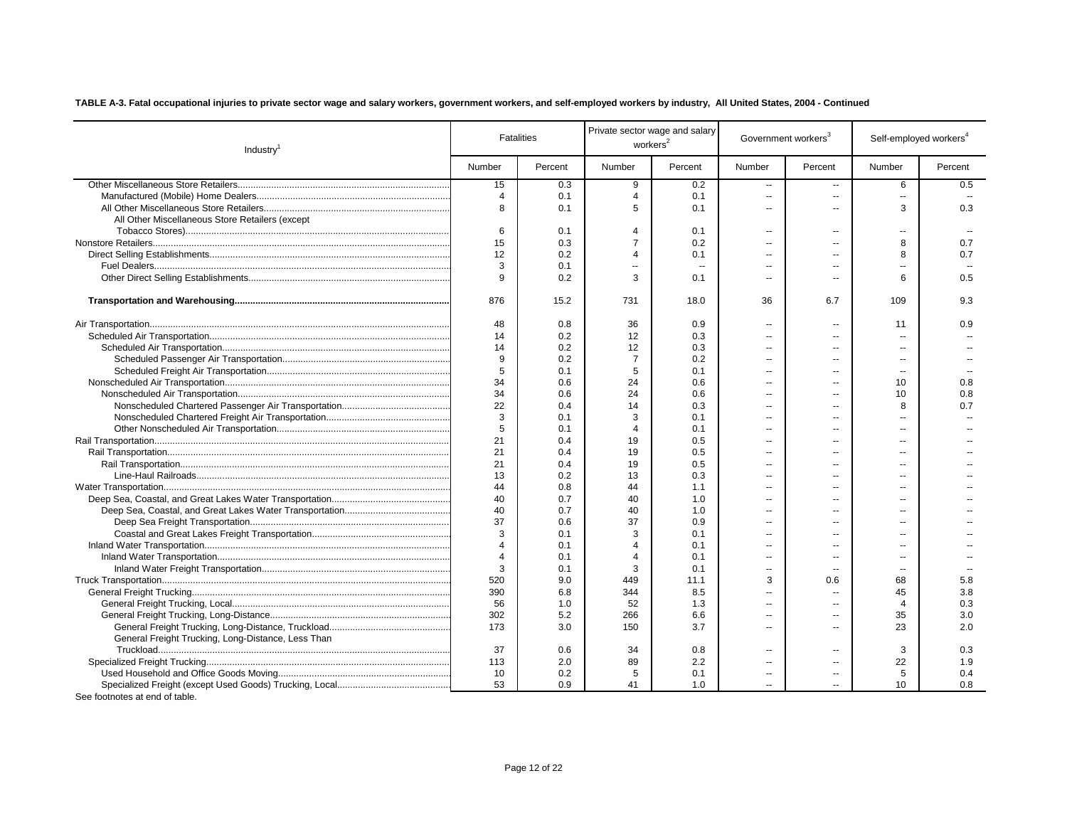**TABLE A-3. Fatal occupational injuries to private sector wage and salary workers, government workers, and self-employed workers by industry, All United States, 2004 - Continued**

| Industry[1] | Fatalities | | Private sector wage and salary workers[2] | | Government workers[3] | | Self-employed workers[4] | |
|---|---|---|---|---|---|---|---|---|
| | Number | Percent | Number | Percent | Number | Percent | Number | Percent |
| Other Miscellaneous Store Retailers | 15 | 0.3 | 9 | 0.2 | -- | -- | 6 | 0.5 |
| Manufactured (Mobile) Home Dealers | 4 | 0.1 | 4 | 0.1 | -- | -- | -- | -- |
| All Other Miscellaneous Store Retailers | 8 | 0.1 | 5 | 0.1 | -- | -- | 3 | 0.3 |
| All Other Miscellaneous Store Retailers (except Tobacco Stores) | 6 | 0.1 | 4 | 0.1 | -- | -- | -- | -- |
| Nonstore Retailers | 15 | 0.3 | 7 | 0.2 | -- | -- | 8 | 0.7 |
| Direct Selling Establishments | 12 | 0.2 | 4 | 0.1 | -- | -- | 8 | 0.7 |
| Fuel Dealers | 3 | 0.1 | -- | -- | -- | -- | -- | -- |
| Other Direct Selling Establishments | 9 | 0.2 | 3 | 0.1 | -- | -- | 6 | 0.5 |
| **Transportation and Warehousing** | 876 | 15.2 | 731 | 18.0 | 36 | 6.7 | 109 | 9.3 |
| Air Transportation | 48 | 0.8 | 36 | 0.9 | -- | -- | 11 | 0.9 |
| Scheduled Air Transportation | 14 | 0.2 | 12 | 0.3 | -- | -- | -- | -- |
| Scheduled Air Transportation | 14 | 0.2 | 12 | 0.3 | -- | -- | -- | -- |
| Scheduled Passenger Air Transportation | 9 | 0.2 | 7 | 0.2 | -- | -- | -- | -- |
| Scheduled Freight Air Transportation | 5 | 0.1 | 5 | 0.1 | -- | -- | -- | -- |
| Nonscheduled Air Transportation | 34 | 0.6 | 24 | 0.6 | -- | -- | 10 | 0.8 |
| Nonscheduled Air Transportation | 34 | 0.6 | 24 | 0.6 | -- | -- | 10 | 0.8 |
| Nonscheduled Chartered Passenger Air Transportation | 22 | 0.4 | 14 | 0.3 | -- | -- | 8 | 0.7 |
| Nonscheduled Chartered Freight Air Transportation | 3 | 0.1 | 3 | 0.1 | -- | -- | -- | -- |
| Other Nonscheduled Air Transportation | 5 | 0.1 | 4 | 0.1 | -- | -- | -- | -- |
| Rail Transportation | 21 | 0.4 | 19 | 0.5 | -- | -- | -- | -- |
| Rail Transportation | 21 | 0.4 | 19 | 0.5 | -- | -- | -- | -- |
| Rail Transportation | 21 | 0.4 | 19 | 0.5 | -- | -- | -- | -- |
| Line-Haul Railroads | 13 | 0.2 | 13 | 0.3 | -- | -- | -- | -- |
| Water Transportation | 44 | 0.8 | 44 | 1.1 | -- | -- | -- | -- |
| Deep Sea, Coastal, and Great Lakes Water Transportation | 40 | 0.7 | 40 | 1.0 | -- | -- | -- | -- |
| Deep Sea, Coastal, and Great Lakes Water Transportation | 40 | 0.7 | 40 | 1.0 | -- | -- | -- | -- |
| Deep Sea Freight Transportation | 37 | 0.6 | 37 | 0.9 | -- | -- | -- | -- |
| Coastal and Great Lakes Freight Transportation | 3 | 0.1 | 3 | 0.1 | -- | -- | -- | -- |
| Inland Water Transportation | 4 | 0.1 | 4 | 0.1 | -- | -- | -- | -- |
| Inland Water Transportation | 4 | 0.1 | 4 | 0.1 | -- | -- | -- | -- |
| Inland Water Freight Transportation | 3 | 0.1 | 3 | 0.1 | -- | -- | -- | -- |
| Truck Transportation | 520 | 9.0 | 449 | 11.1 | 3 | 0.6 | 68 | 5.8 |
| General Freight Trucking | 390 | 6.8 | 344 | 8.5 | -- | -- | 45 | 3.8 |
| General Freight Trucking, Local | 56 | 1.0 | 52 | 1.3 | -- | -- | 4 | 0.3 |
| General Freight Trucking, Long-Distance | 302 | 5.2 | 266 | 6.6 | -- | -- | 35 | 3.0 |
| General Freight Trucking, Long-Distance, Truckload | 173 | 3.0 | 150 | 3.7 | -- | -- | 23 | 2.0 |
| General Freight Trucking, Long-Distance, Less Than Truckload | 37 | 0.6 | 34 | 0.8 | -- | -- | 3 | 0.3 |
| Specialized Freight Trucking | 113 | 2.0 | 89 | 2.2 | -- | -- | 22 | 1.9 |
| Used Household and Office Goods Moving | 10 | 0.2 | 5 | 0.1 | -- | -- | 5 | 0.4 |
| Specialized Freight (except Used Goods) Trucking, Local | 53 | 0.9 | 41 | 1.0 | -- | -- | 10 | 0.8 |

See footnotes at end of table.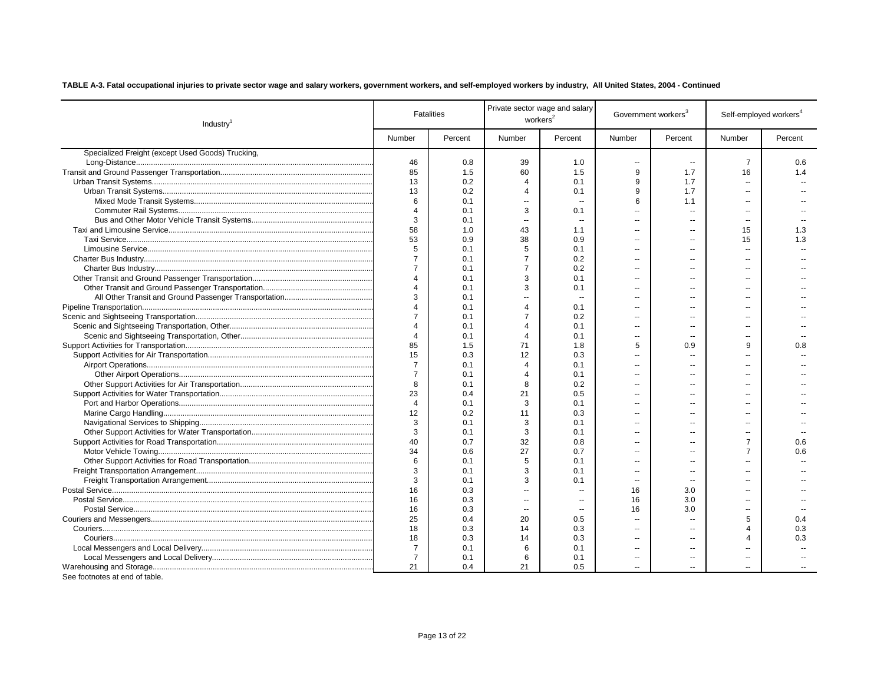**TABLE A-3. Fatal occupational injuries to private sector wage and salary workers, government workers, and self-employed workers by industry, All United States, 2004 - Continued**

| Industry[1] | Fatalities | | Private sector wage and salary workers[2] | | Government workers[3] | | Self-employed workers[4] | |
|---|---|---|---|---|---|---|---|---|
| | Number | Percent | Number | Percent | Number | Percent | Number | Percent |
| Specialized Freight (except Used Goods) Trucking, Long-Distance | 46 | 0.8 | 39 | 1.0 | -- | -- | 7 | 0.6 |
| Transit and Ground Passenger Transportation | 85 | 1.5 | 60 | 1.5 | 9 | 1.7 | 16 | 1.4 |
| Urban Transit Systems | 13 | 0.2 | 4 | 0.1 | 9 | 1.7 | -- | -- |
| Urban Transit Systems | 13 | 0.2 | 4 | 0.1 | 9 | 1.7 | -- | -- |
| Mixed Mode Transit Systems | 6 | 0.1 | -- | -- | 6 | 1.1 | -- | -- |
| Commuter Rail Systems | 4 | 0.1 | 3 | 0.1 | -- | -- | -- | -- |
| Bus and Other Motor Vehicle Transit Systems | 3 | 0.1 | -- | -- | -- | -- | -- | -- |
| Taxi and Limousine Service | 58 | 1.0 | 43 | 1.1 | -- | -- | 15 | 1.3 |
| Taxi Service | 53 | 0.9 | 38 | 0.9 | -- | -- | 15 | 1.3 |
| Limousine Service | 5 | 0.1 | 5 | 0.1 | -- | -- | -- | -- |
| Charter Bus Industry | 7 | 0.1 | 7 | 0.2 | -- | -- | -- | -- |
| Charter Bus Industry | 7 | 0.1 | 7 | 0.2 | -- | -- | -- | -- |
| Other Transit and Ground Passenger Transportation | 4 | 0.1 | 3 | 0.1 | -- | -- | -- | -- |
| Other Transit and Ground Passenger Transportation | 4 | 0.1 | 3 | 0.1 | -- | -- | -- | -- |
| All Other Transit and Ground Passenger Transportation | 3 | 0.1 | -- | -- | -- | -- | -- | -- |
| Pipeline Transportation | 4 | 0.1 | 4 | 0.1 | -- | -- | -- | -- |
| Scenic and Sightseeing Transportation | 7 | 0.1 | 7 | 0.2 | -- | -- | -- | -- |
| Scenic and Sightseeing Transportation, Other | 4 | 0.1 | 4 | 0.1 | -- | -- | -- | -- |
| Scenic and Sightseeing Transportation, Other | 4 | 0.1 | 4 | 0.1 | -- | -- | -- | -- |
| Support Activities for Transportation | 85 | 1.5 | 71 | 1.8 | 5 | 0.9 | 9 | 0.8 |
| Support Activities for Air Transportation | 15 | 0.3 | 12 | 0.3 | -- | -- | -- | -- |
| Airport Operations | 7 | 0.1 | 4 | 0.1 | -- | -- | -- | -- |
| Other Airport Operations | 7 | 0.1 | 4 | 0.1 | -- | -- | -- | -- |
| Other Support Activities for Air Transportation | 8 | 0.1 | 8 | 0.2 | -- | -- | -- | -- |
| Support Activities for Water Transportation | 23 | 0.4 | 21 | 0.5 | -- | -- | -- | -- |
| Port and Harbor Operations | 4 | 0.1 | 3 | 0.1 | -- | -- | -- | -- |
| Marine Cargo Handling | 12 | 0.2 | 11 | 0.3 | -- | -- | -- | -- |
| Navigational Services to Shipping | 3 | 0.1 | 3 | 0.1 | -- | -- | -- | -- |
| Other Support Activities for Water Transportation | 3 | 0.1 | 3 | 0.1 | -- | -- | -- | -- |
| Support Activities for Road Transportation | 40 | 0.7 | 32 | 0.8 | -- | -- | 7 | 0.6 |
| Motor Vehicle Towing | 34 | 0.6 | 27 | 0.7 | -- | -- | 7 | 0.6 |
| Other Support Activities for Road Transportation | 6 | 0.1 | 5 | 0.1 | -- | -- | -- | -- |
| Freight Transportation Arrangement | 3 | 0.1 | 3 | 0.1 | -- | -- | -- | -- |
| Freight Transportation Arrangement | 3 | 0.1 | 3 | 0.1 | -- | -- | -- | -- |
| Postal Service | 16 | 0.3 | -- | -- | 16 | 3.0 | -- | -- |
| Postal Service | 16 | 0.3 | -- | -- | 16 | 3.0 | -- | -- |
| Postal Service | 16 | 0.3 | -- | -- | 16 | 3.0 | -- | -- |
| Couriers and Messengers | 25 | 0.4 | 20 | 0.5 | -- | -- | 5 | 0.4 |
| Couriers | 18 | 0.3 | 14 | 0.3 | -- | -- | 4 | 0.3 |
| Couriers | 18 | 0.3 | 14 | 0.3 | -- | -- | 4 | 0.3 |
| Local Messengers and Local Delivery | 7 | 0.1 | 6 | 0.1 | -- | -- | -- | -- |
| Local Messengers and Local Delivery | 7 | 0.1 | 6 | 0.1 | -- | -- | -- | -- |
| Warehousing and Storage | 21 | 0.4 | 21 | 0.5 | -- | -- | -- | -- |

See footnotes at end of table.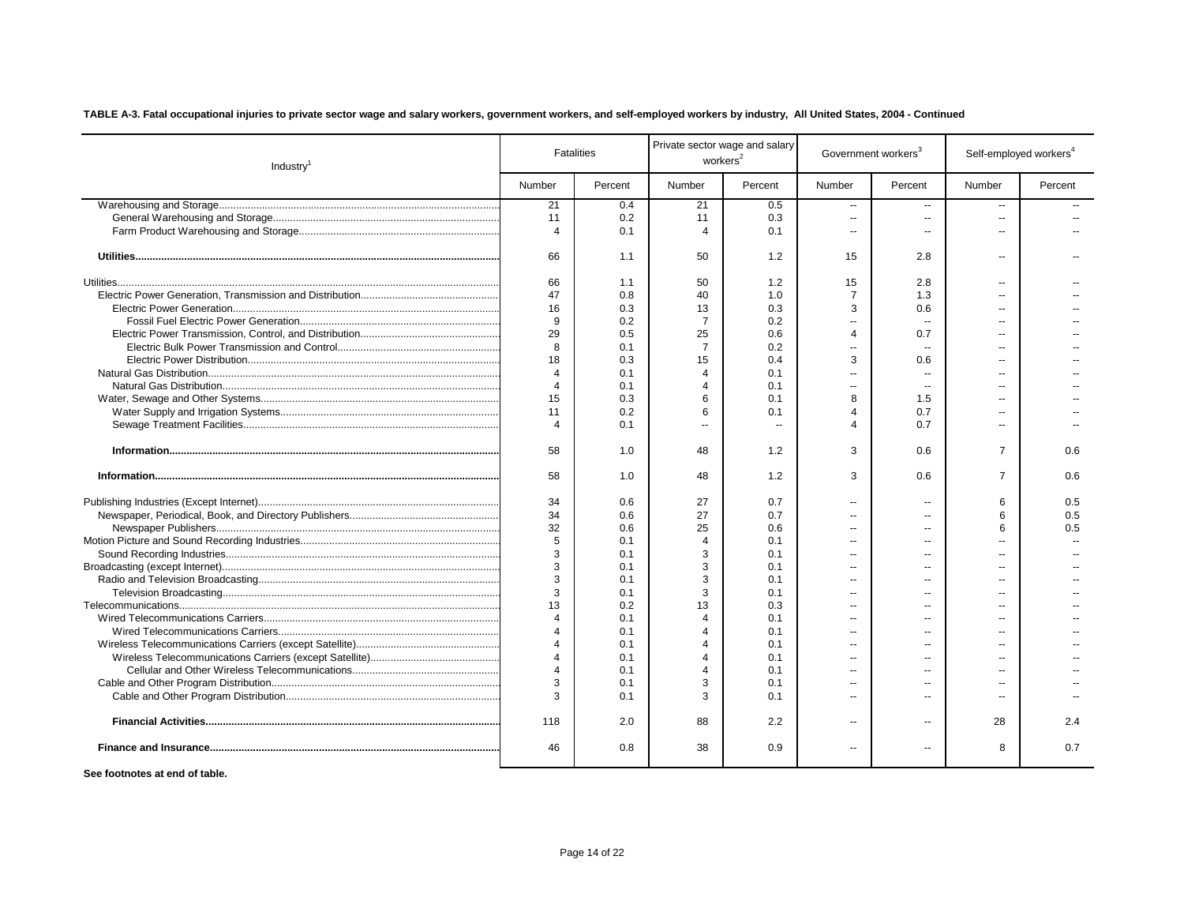**TABLE A-3. Fatal occupational injuries to private sector wage and salary workers, government workers, and self-employed workers by industry, All United States, 2004 - Continued**

| Industry[1] | Fatalities | | Private sector wage and salary workers[2] | | Government workers[3] | | Self-employed workers[4] | |
|---|---|---|---|---|---|---|---|---|
| | Number | Percent | Number | Percent | Number | Percent | Number | Percent |
| Warehousing and Storage | 21 | 0.4 | 21 | 0.5 | -- | -- | -- | -- |
| General Warehousing and Storage | 11 | 0.2 | 11 | 0.3 | -- | -- | -- | -- |
| Farm Product Warehousing and Storage | 4 | 0.1 | 4 | 0.1 | -- | -- | -- | -- |
| **Utilities** | 66 | 1.1 | 50 | 1.2 | 15 | 2.8 | -- | -- |
| Utilities | 66 | 1.1 | 50 | 1.2 | 15 | 2.8 | -- | -- |
| Electric Power Generation, Transmission and Distribution | 47 | 0.8 | 40 | 1.0 | 7 | 1.3 | -- | -- |
| Electric Power Generation | 16 | 0.3 | 13 | 0.3 | 3 | 0.6 | -- | -- |
| Fossil Fuel Electric Power Generation | 9 | 0.2 | 7 | 0.2 | -- | -- | -- | -- |
| Electric Power Transmission, Control, and Distribution | 29 | 0.5 | 25 | 0.6 | 4 | 0.7 | -- | -- |
| Electric Bulk Power Transmission and Control | 8 | 0.1 | 7 | 0.2 | -- | -- | -- | -- |
| Electric Power Distribution | 18 | 0.3 | 15 | 0.4 | 3 | 0.6 | -- | -- |
| Natural Gas Distribution | 4 | 0.1 | 4 | 0.1 | -- | -- | -- | -- |
| Natural Gas Distribution | 4 | 0.1 | 4 | 0.1 | -- | -- | -- | -- |
| Water, Sewage and Other Systems | 15 | 0.3 | 6 | 0.1 | 8 | 1.5 | -- | -- |
| Water Supply and Irrigation Systems | 11 | 0.2 | 6 | 0.1 | 4 | 0.7 | -- | -- |
| Sewage Treatment Facilities | 4 | 0.1 | -- | -- | 4 | 0.7 | -- | -- |
| **Information** | 58 | 1.0 | 48 | 1.2 | 3 | 0.6 | 7 | 0.6 |
| **Information** | 58 | 1.0 | 48 | 1.2 | 3 | 0.6 | 7 | 0.6 |
| Publishing Industries (Except Internet) | 34 | 0.6 | 27 | 0.7 | -- | -- | 6 | 0.5 |
| Newspaper, Periodical, Book, and Directory Publishers | 34 | 0.6 | 27 | 0.7 | -- | -- | 6 | 0.5 |
| Newspaper Publishers | 32 | 0.6 | 25 | 0.6 | -- | -- | 6 | 0.5 |
| Motion Picture and Sound Recording Industries | 5 | 0.1 | 4 | 0.1 | -- | -- | -- | -- |
| Sound Recording Industries | 3 | 0.1 | 3 | 0.1 | -- | -- | -- | -- |
| Broadcasting (except Internet) | 3 | 0.1 | 3 | 0.1 | -- | -- | -- | -- |
| Radio and Television Broadcasting | 3 | 0.1 | 3 | 0.1 | -- | -- | -- | -- |
| Television Broadcasting | 3 | 0.1 | 3 | 0.1 | -- | -- | -- | -- |
| Telecommunications | 13 | 0.2 | 13 | 0.3 | -- | -- | -- | -- |
| Wired Telecommunications Carriers | 4 | 0.1 | 4 | 0.1 | -- | -- | -- | -- |
| Wired Telecommunications Carriers | 4 | 0.1 | 4 | 0.1 | -- | -- | -- | -- |
| Wireless Telecommunications Carriers (except Satellite) | 4 | 0.1 | 4 | 0.1 | -- | -- | -- | -- |
| Wireless Telecommunications Carriers (except Satellite) | 4 | 0.1 | 4 | 0.1 | -- | -- | -- | -- |
| Cellular and Other Wireless Telecommunications | 4 | 0.1 | 4 | 0.1 | -- | -- | -- | -- |
| Cable and Other Program Distribution | 3 | 0.1 | 3 | 0.1 | -- | -- | -- | -- |
| Cable and Other Program Distribution | 3 | 0.1 | 3 | 0.1 | -- | -- | -- | -- |
| **Financial Activities** | 118 | 2.0 | 88 | 2.2 | -- | -- | 28 | 2.4 |
| **Finance and Insurance** | 46 | 0.8 | 38 | 0.9 | -- | -- | 8 | 0.7 |

**See footnotes at end of table.**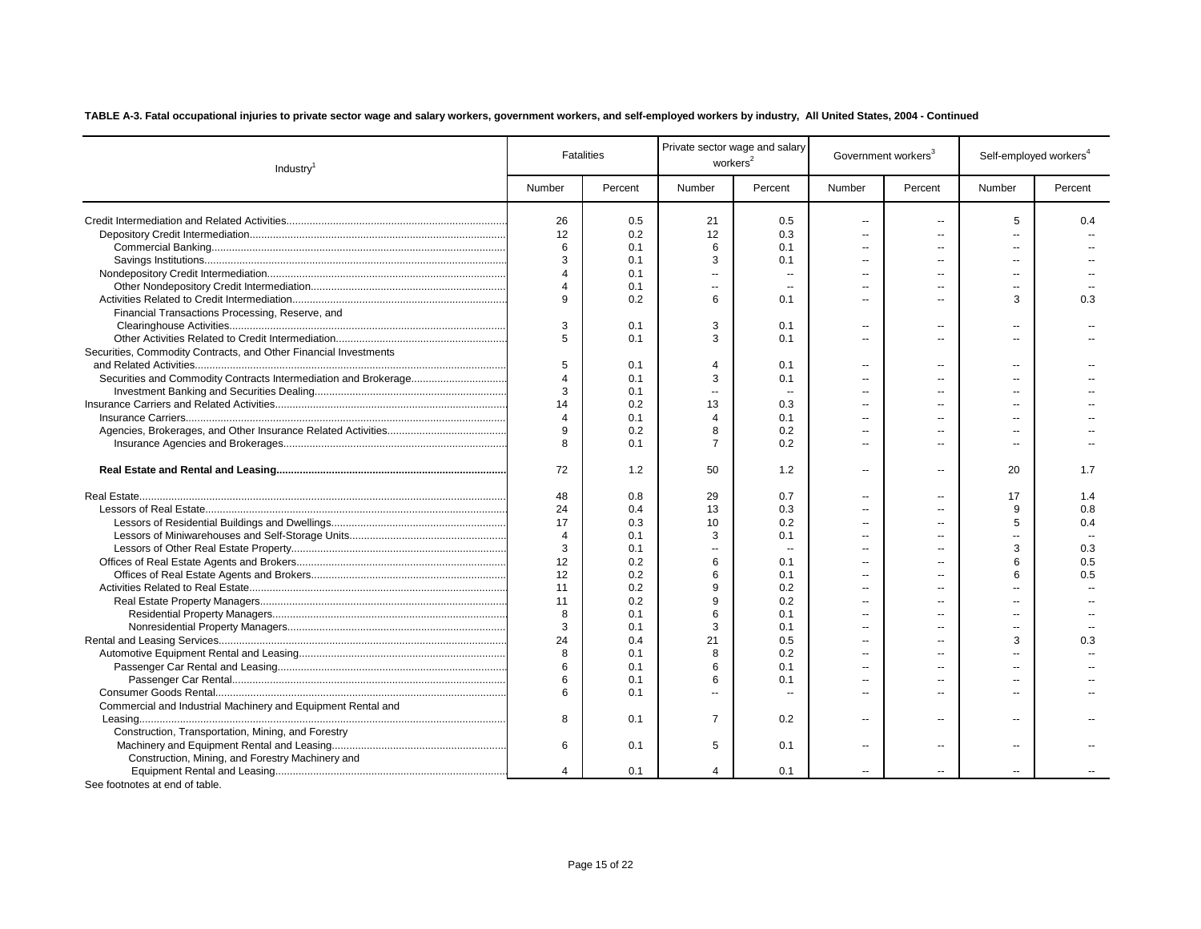**TABLE A-3. Fatal occupational injuries to private sector wage and salary workers, government workers, and self-employed workers by industry, All United States, 2004 - Continued**

| Industry[1] | Fatalities | | Private sector wage and salary workers[2] | | Government workers[3] | | Self-employed workers[4] | |
|---|---|---|---|---|---|---|---|---|
| | Number | Percent | Number | Percent | Number | Percent | Number | Percent |
| Credit Intermediation and Related Activities | 26 | 0.5 | 21 | 0.5 | -- | -- | 5 | 0.4 |
| Depository Credit Intermediation | 12 | 0.2 | 12 | 0.3 | -- | -- | -- | -- |
| Commercial Banking | 6 | 0.1 | 6 | 0.1 | -- | -- | -- | -- |
| Savings Institutions | 3 | 0.1 | 3 | 0.1 | -- | -- | -- | -- |
| Nondepository Credit Intermediation | 4 | 0.1 | -- | -- | -- | -- | -- | -- |
| Other Nondepository Credit Intermediation | 4 | 0.1 | -- | -- | -- | -- | -- | -- |
| Activities Related to Credit Intermediation | 9 | 0.2 | 6 | 0.1 | -- | -- | 3 | 0.3 |
| Financial Transactions Processing, Reserve, and Clearinghouse Activities | 3 | 0.1 | 3 | 0.1 | -- | -- | -- | -- |
| Other Activities Related to Credit Intermediation | 5 | 0.1 | 3 | 0.1 | -- | -- | -- | -- |
| Securities, Commodity Contracts, and Other Financial Investments and Related Activities | 5 | 0.1 | 4 | 0.1 | -- | -- | -- | -- |
| Securities and Commodity Contracts Intermediation and Brokerage | 4 | 0.1 | 3 | 0.1 | -- | -- | -- | -- |
| Investment Banking and Securities Dealing | 3 | 0.1 | -- | -- | -- | -- | -- | -- |
| Insurance Carriers and Related Activities | 14 | 0.2 | 13 | 0.3 | -- | -- | -- | -- |
| Insurance Carriers | 4 | 0.1 | 4 | 0.1 | -- | -- | -- | -- |
| Agencies, Brokerages, and Other Insurance Related Activities | 9 | 0.2 | 8 | 0.2 | -- | -- | -- | -- |
| Insurance Agencies and Brokerages | 8 | 0.1 | 7 | 0.2 | -- | -- | -- | -- |
| **Real Estate and Rental and Leasing** | 72 | 1.2 | 50 | 1.2 | -- | -- | 20 | 1.7 |
| Real Estate | 48 | 0.8 | 29 | 0.7 | -- | -- | 17 | 1.4 |
| Lessors of Real Estate | 24 | 0.4 | 13 | 0.3 | -- | -- | 9 | 0.8 |
| Lessors of Residential Buildings and Dwellings | 17 | 0.3 | 10 | 0.2 | -- | -- | 5 | 0.4 |
| Lessors of Miniwarehouses and Self-Storage Units | 4 | 0.1 | 3 | 0.1 | -- | -- | -- | -- |
| Lessors of Other Real Estate Property | 3 | 0.1 | -- | -- | -- | -- | 3 | 0.3 |
| Offices of Real Estate Agents and Brokers | 12 | 0.2 | 6 | 0.1 | -- | -- | 6 | 0.5 |
| Offices of Real Estate Agents and Brokers | 12 | 0.2 | 6 | 0.1 | -- | -- | 6 | 0.5 |
| Activities Related to Real Estate | 11 | 0.2 | 9 | 0.2 | -- | -- | -- | -- |
| Real Estate Property Managers | 11 | 0.2 | 9 | 0.2 | -- | -- | -- | -- |
| Residential Property Managers | 8 | 0.1 | 6 | 0.1 | -- | -- | -- | -- |
| Nonresidential Property Managers | 3 | 0.1 | 3 | 0.1 | -- | -- | -- | -- |
| Rental and Leasing Services | 24 | 0.4 | 21 | 0.5 | -- | -- | 3 | 0.3 |
| Automotive Equipment Rental and Leasing | 8 | 0.1 | 8 | 0.2 | -- | -- | -- | -- |
| Passenger Car Rental and Leasing | 6 | 0.1 | 6 | 0.1 | -- | -- | -- | -- |
| Passenger Car Rental | 6 | 0.1 | 6 | 0.1 | -- | -- | -- | -- |
| Consumer Goods Rental | 6 | 0.1 | -- | -- | -- | -- | -- | -- |
| Commercial and Industrial Machinery and Equipment Rental and Leasing | 8 | 0.1 | 7 | 0.2 | -- | -- | -- | -- |
| Construction, Transportation, Mining, and Forestry Machinery and Equipment Rental and Leasing | 6 | 0.1 | 5 | 0.1 | -- | -- | -- | -- |
| Construction, Mining, and Forestry Machinery and Equipment Rental and Leasing | 4 | 0.1 | 4 | 0.1 | -- | -- | -- | -- |

See footnotes at end of table.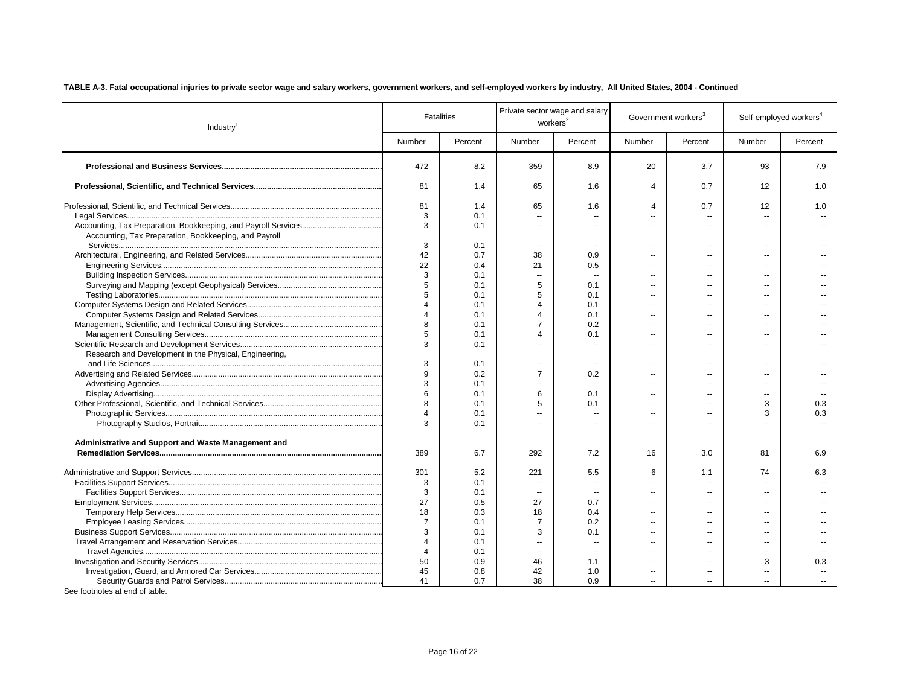**TABLE A-3. Fatal occupational injuries to private sector wage and salary workers, government workers, and self-employed workers by industry, All United States, 2004 - Continued**

| Industry[1] | Fatalities | | Private sector wage and salary workers[2] | | Government workers[3] | | Self-employed workers[4] | |
|---|---|---|---|---|---|---|---|---|
| | Number | Percent | Number | Percent | Number | Percent | Number | Percent |
| **Professional and Business Services** | 472 | 8.2 | 359 | 8.9 | 20 | 3.7 | 93 | 7.9 |
| **Professional, Scientific, and Technical Services** | 81 | 1.4 | 65 | 1.6 | 4 | 0.7 | 12 | 1.0 |
| Professional, Scientific, and Technical Services | 81 | 1.4 | 65 | 1.6 | 4 | 0.7 | 12 | 1.0 |
| Legal Services | 3 | 0.1 | -- | -- | -- | -- | -- | -- |
| Accounting, Tax Preparation, Bookkeeping, and Payroll Services | 3 | 0.1 | -- | -- | -- | -- | -- | -- |
| Accounting, Tax Preparation, Bookkeeping, and Payroll Services | 3 | 0.1 | -- | -- | -- | -- | -- | -- |
| Architectural, Engineering, and Related Services | 42 | 0.7 | 38 | 0.9 | -- | -- | -- | -- |
| Engineering Services | 22 | 0.4 | 21 | 0.5 | -- | -- | -- | -- |
| Building Inspection Services | 3 | 0.1 | -- | -- | -- | -- | -- | -- |
| Surveying and Mapping (except Geophysical) Services | 5 | 0.1 | 5 | 0.1 | -- | -- | -- | -- |
| Testing Laboratories | 5 | 0.1 | 5 | 0.1 | -- | -- | -- | -- |
| Computer Systems Design and Related Services | 4 | 0.1 | 4 | 0.1 | -- | -- | -- | -- |
| Computer Systems Design and Related Services | 4 | 0.1 | 4 | 0.1 | -- | -- | -- | -- |
| Management, Scientific, and Technical Consulting Services | 8 | 0.1 | 7 | 0.2 | -- | -- | -- | -- |
| Management Consulting Services | 5 | 0.1 | 4 | 0.1 | -- | -- | -- | -- |
| Scientific Research and Development Services | 3 | 0.1 | -- | -- | -- | -- | -- | -- |
| Research and Development in the Physical, Engineering, and Life Sciences | 3 | 0.1 | -- | -- | -- | -- | -- | -- |
| Advertising and Related Services | 9 | 0.2 | 7 | 0.2 | -- | -- | -- | -- |
| Advertising Agencies | 3 | 0.1 | -- | -- | -- | -- | -- | -- |
| Display Advertising | 6 | 0.1 | 6 | 0.1 | -- | -- | -- | -- |
| Other Professional, Scientific, and Technical Services | 8 | 0.1 | 5 | 0.1 | -- | -- | 3 | 0.3 |
| Photographic Services | 4 | 0.1 | -- | -- | -- | -- | 3 | 0.3 |
| Photography Studios, Portrait | 3 | 0.1 | -- | -- | -- | -- | -- | -- |
| **Administrative and Support and Waste Management and Remediation Services** | 389 | 6.7 | 292 | 7.2 | 16 | 3.0 | 81 | 6.9 |
| Administrative and Support Services | 301 | 5.2 | 221 | 5.5 | 6 | 1.1 | 74 | 6.3 |
| Facilities Support Services | 3 | 0.1 | -- | -- | -- | -- | -- | -- |
| Facilities Support Services | 3 | 0.1 | -- | -- | -- | -- | -- | -- |
| Employment Services | 27 | 0.5 | 27 | 0.7 | -- | -- | -- | -- |
| Temporary Help Services | 18 | 0.3 | 18 | 0.4 | -- | -- | -- | -- |
| Employee Leasing Services | 7 | 0.1 | 7 | 0.2 | -- | -- | -- | -- |
| Business Support Services | 3 | 0.1 | 3 | 0.1 | -- | -- | -- | -- |
| Travel Arrangement and Reservation Services | 4 | 0.1 | -- | -- | -- | -- | -- | -- |
| Travel Agencies | 4 | 0.1 | -- | -- | -- | -- | -- | -- |
| Investigation and Security Services | 50 | 0.9 | 46 | 1.1 | -- | -- | 3 | 0.3 |
| Investigation, Guard, and Armored Car Services | 45 | 0.8 | 42 | 1.0 | -- | -- | -- | -- |
| Security Guards and Patrol Services | 41 | 0.7 | 38 | 0.9 | -- | -- | -- | -- |

See footnotes at end of table.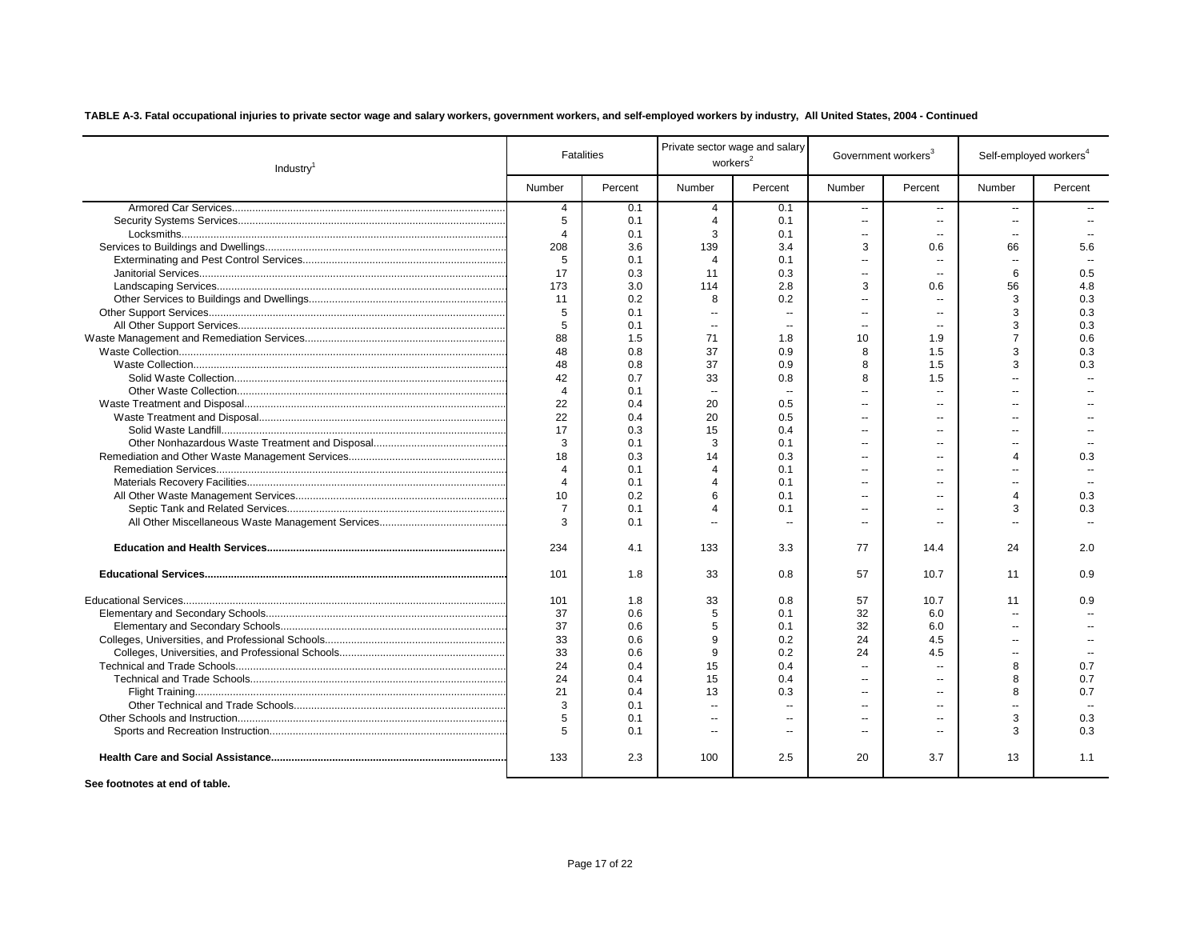**TABLE A-3. Fatal occupational injuries to private sector wage and salary workers, government workers, and self-employed workers by industry, All United States, 2004 - Continued**

| Industry[1] | Fatalities | | Private sector wage and salary workers[2] | | Government workers[3] | | Self-employed workers[4] | |
|---|---|---|---|---|---|---|---|---|
| | Number | Percent | Number | Percent | Number | Percent | Number | Percent |
| Armored Car Services | 4 | 0.1 | 4 | 0.1 | -- | -- | -- | -- |
| Security Systems Services | 5 | 0.1 | 4 | 0.1 | -- | -- | -- | -- |
| Locksmiths | 4 | 0.1 | 3 | 0.1 | -- | -- | -- | -- |
| Services to Buildings and Dwellings | 208 | 3.6 | 139 | 3.4 | 3 | 0.6 | 66 | 5.6 |
| Exterminating and Pest Control Services | 5 | 0.1 | 4 | 0.1 | -- | -- | -- | -- |
| Janitorial Services | 17 | 0.3 | 11 | 0.3 | -- | -- | 6 | 0.5 |
| Landscaping Services | 173 | 3.0 | 114 | 2.8 | 3 | 0.6 | 56 | 4.8 |
| Other Services to Buildings and Dwellings | 11 | 0.2 | 8 | 0.2 | -- | -- | 3 | 0.3 |
| Other Support Services | 5 | 0.1 | -- | -- | -- | -- | 3 | 0.3 |
| All Other Support Services | 5 | 0.1 | -- | -- | -- | -- | 3 | 0.3 |
| Waste Management and Remediation Services | 88 | 1.5 | 71 | 1.8 | 10 | 1.9 | 7 | 0.6 |
| Waste Collection | 48 | 0.8 | 37 | 0.9 | 8 | 1.5 | 3 | 0.3 |
| Waste Collection | 48 | 0.8 | 37 | 0.9 | 8 | 1.5 | 3 | 0.3 |
| Solid Waste Collection | 42 | 0.7 | 33 | 0.8 | 8 | 1.5 | -- | -- |
| Other Waste Collection | 4 | 0.1 | -- | -- | -- | -- | -- | -- |
| Waste Treatment and Disposal | 22 | 0.4 | 20 | 0.5 | -- | -- | -- | -- |
| Waste Treatment and Disposal | 22 | 0.4 | 20 | 0.5 | -- | -- | -- | -- |
| Solid Waste Landfill | 17 | 0.3 | 15 | 0.4 | -- | -- | -- | -- |
| Other Nonhazardous Waste Treatment and Disposal | 3 | 0.1 | 3 | 0.1 | -- | -- | -- | -- |
| Remediation and Other Waste Management Services | 18 | 0.3 | 14 | 0.3 | -- | -- | 4 | 0.3 |
| Remediation Services | 4 | 0.1 | 4 | 0.1 | -- | -- | -- | -- |
| Materials Recovery Facilities | 4 | 0.1 | 4 | 0.1 | -- | -- | -- | -- |
| All Other Waste Management Services | 10 | 0.2 | 6 | 0.1 | -- | -- | 4 | 0.3 |
| Septic Tank and Related Services | 7 | 0.1 | 4 | 0.1 | -- | -- | 3 | 0.3 |
| All Other Miscellaneous Waste Management Services | 3 | 0.1 | -- | -- | -- | -- | -- | -- |
| **Education and Health Services** | 234 | 4.1 | 133 | 3.3 | 77 | 14.4 | 24 | 2.0 |
| **Educational Services** | 101 | 1.8 | 33 | 0.8 | 57 | 10.7 | 11 | 0.9 |
| Educational Services | 101 | 1.8 | 33 | 0.8 | 57 | 10.7 | 11 | 0.9 |
| Elementary and Secondary Schools | 37 | 0.6 | 5 | 0.1 | 32 | 6.0 | -- | -- |
| Elementary and Secondary Schools | 37 | 0.6 | 5 | 0.1 | 32 | 6.0 | -- | -- |
| Colleges, Universities, and Professional Schools | 33 | 0.6 | 9 | 0.2 | 24 | 4.5 | -- | -- |
| Colleges, Universities, and Professional Schools | 33 | 0.6 | 9 | 0.2 | 24 | 4.5 | -- | -- |
| Technical and Trade Schools | 24 | 0.4 | 15 | 0.4 | -- | -- | 8 | 0.7 |
| Technical and Trade Schools | 24 | 0.4 | 15 | 0.4 | -- | -- | 8 | 0.7 |
| Flight Training | 21 | 0.4 | 13 | 0.3 | -- | -- | 8 | 0.7 |
| Other Technical and Trade Schools | 3 | 0.1 | -- | -- | -- | -- | -- | -- |
| Other Schools and Instruction | 5 | 0.1 | -- | -- | -- | -- | 3 | 0.3 |
| Sports and Recreation Instruction | 5 | 0.1 | -- | -- | -- | -- | 3 | 0.3 |
| **Health Care and Social Assistance** | 133 | 2.3 | 100 | 2.5 | 20 | 3.7 | 13 | 1.1 |

**See footnotes at end of table.**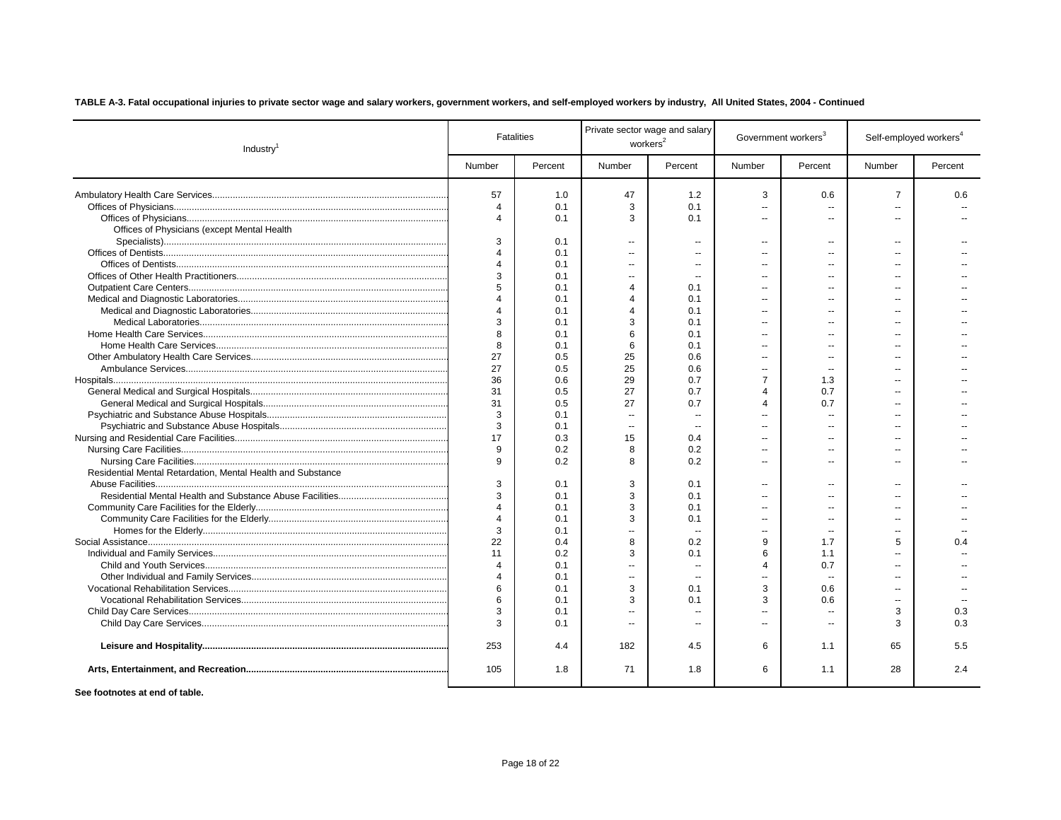**TABLE A-3. Fatal occupational injuries to private sector wage and salary workers, government workers, and self-employed workers by industry, All United States, 2004 - Continued**

| Industry[1] | Fatalities | | Private sector wage and salary workers[2] | | Government workers[3] | | Self-employed workers[4] | |
|---|---|---|---|---|---|---|---|---|
| | Number | Percent | Number | Percent | Number | Percent | Number | Percent |
| Ambulatory Health Care Services | 57 | 1.0 | 47 | 1.2 | 3 | 0.6 | 7 | 0.6 |
| Offices of Physicians | 4 | 0.1 | 3 | 0.1 | -- | -- | -- | -- |
| Offices of Physicians | 4 | 0.1 | 3 | 0.1 | -- | -- | -- | -- |
| Offices of Physicians (except Mental Health Specialists) | 3 | 0.1 | -- | -- | -- | -- | -- | -- |
| Offices of Dentists | 4 | 0.1 | -- | -- | -- | -- | -- | -- |
| Offices of Dentists | 4 | 0.1 | -- | -- | -- | -- | -- | -- |
| Offices of Other Health Practitioners | 3 | 0.1 | -- | -- | -- | -- | -- | -- |
| Outpatient Care Centers | 5 | 0.1 | 4 | 0.1 | -- | -- | -- | -- |
| Medical and Diagnostic Laboratories | 4 | 0.1 | 4 | 0.1 | -- | -- | -- | -- |
| Medical and Diagnostic Laboratories | 4 | 0.1 | 4 | 0.1 | -- | -- | -- | -- |
| Medical Laboratories | 3 | 0.1 | 3 | 0.1 | -- | -- | -- | -- |
| Home Health Care Services | 8 | 0.1 | 6 | 0.1 | -- | -- | -- | -- |
| Home Health Care Services | 8 | 0.1 | 6 | 0.1 | -- | -- | -- | -- |
| Other Ambulatory Health Care Services | 27 | 0.5 | 25 | 0.6 | -- | -- | -- | -- |
| Ambulance Services | 27 | 0.5 | 25 | 0.6 | -- | -- | -- | -- |
| Hospitals | 36 | 0.6 | 29 | 0.7 | 7 | 1.3 | -- | -- |
| General Medical and Surgical Hospitals | 31 | 0.5 | 27 | 0.7 | 4 | 0.7 | -- | -- |
| General Medical and Surgical Hospitals | 31 | 0.5 | 27 | 0.7 | 4 | 0.7 | -- | -- |
| Psychiatric and Substance Abuse Hospitals | 3 | 0.1 | -- | -- | -- | -- | -- | -- |
| Psychiatric and Substance Abuse Hospitals | 3 | 0.1 | -- | -- | -- | -- | -- | -- |
| Nursing and Residential Care Facilities | 17 | 0.3 | 15 | 0.4 | -- | -- | -- | -- |
| Nursing Care Facilities | 9 | 0.2 | 8 | 0.2 | -- | -- | -- | -- |
| Nursing Care Facilities | 9 | 0.2 | 8 | 0.2 | -- | -- | -- | -- |
| Residential Mental Retardation, Mental Health and Substance Abuse Facilities | 3 | 0.1 | 3 | 0.1 | -- | -- | -- | -- |
| Residential Mental Health and Substance Abuse Facilities | 3 | 0.1 | 3 | 0.1 | -- | -- | -- | -- |
| Community Care Facilities for the Elderly | 4 | 0.1 | 3 | 0.1 | -- | -- | -- | -- |
| Community Care Facilities for the Elderly | 4 | 0.1 | 3 | 0.1 | -- | -- | -- | -- |
| Homes for the Elderly | 3 | 0.1 | -- | -- | -- | -- | -- | -- |
| Social Assistance | 22 | 0.4 | 8 | 0.2 | 9 | 1.7 | 5 | 0.4 |
| Individual and Family Services | 11 | 0.2 | 3 | 0.1 | 6 | 1.1 | -- | -- |
| Child and Youth Services | 4 | 0.1 | -- | -- | 4 | 0.7 | -- | -- |
| Other Individual and Family Services | 4 | 0.1 | -- | -- | -- | -- | -- | -- |
| Vocational Rehabilitation Services | 6 | 0.1 | 3 | 0.1 | 3 | 0.6 | -- | -- |
| Vocational Rehabilitation Services | 6 | 0.1 | 3 | 0.1 | 3 | 0.6 | -- | -- |
| Child Day Care Services | 3 | 0.1 | -- | -- | -- | -- | 3 | 0.3 |
| Child Day Care Services | 3 | 0.1 | -- | -- | -- | -- | 3 | 0.3 |
| **Leisure and Hospitality** | 253 | 4.4 | 182 | 4.5 | 6 | 1.1 | 65 | 5.5 |
| **Arts, Entertainment, and Recreation** | 105 | 1.8 | 71 | 1.8 | 6 | 1.1 | 28 | 2.4 |

**See footnotes at end of table.**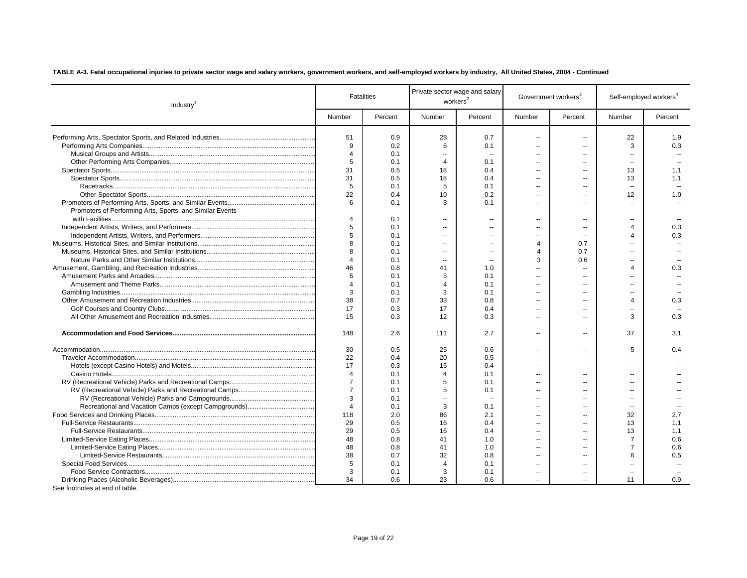**TABLE A-3. Fatal occupational injuries to private sector wage and salary workers, government workers, and self-employed workers by industry, All United States, 2004 - Continued**

| Industry[1] | Fatalities | | Private sector wage and salary workers[2] | | Government workers[3] | | Self-employed workers[4] | |
|---|---|---|---|---|---|---|---|---|
| | Number | Percent | Number | Percent | Number | Percent | Number | Percent |
| Performing Arts, Spectator Sports, and Related Industries | 51 | 0.9 | 28 | 0.7 | -- | -- | 22 | 1.9 |
| Performing Arts Companies | 9 | 0.2 | 6 | 0.1 | -- | -- | 3 | 0.3 |
| Musical Groups and Artists | 4 | 0.1 | -- | -- | -- | -- | -- | -- |
| Other Performing Arts Companies | 5 | 0.1 | 4 | 0.1 | -- | -- | -- | -- |
| Spectator Sports | 31 | 0.5 | 18 | 0.4 | -- | -- | 13 | 1.1 |
| Spectator Sports | 31 | 0.5 | 18 | 0.4 | -- | -- | 13 | 1.1 |
| Racetracks | 5 | 0.1 | 5 | 0.1 | -- | -- | -- | -- |
| Other Spectator Sports | 22 | 0.4 | 10 | 0.2 | -- | -- | 12 | 1.0 |
| Promoters of Performing Arts, Sports, and Similar Events | 6 | 0.1 | 3 | 0.1 | -- | -- | -- | -- |
| Promoters of Performing Arts, Sports, and Similar Events with Facilities | 4 | 0.1 | -- | -- | -- | -- | -- | -- |
| Independent Artists, Writers, and Performers | 5 | 0.1 | -- | -- | -- | -- | 4 | 0.3 |
| Independent Artists, Writers, and Performers | 5 | 0.1 | -- | -- | -- | -- | 4 | 0.3 |
| Museums, Historical Sites, and Similar Institutions | 8 | 0.1 | -- | -- | 4 | 0.7 | -- | -- |
| Museums, Historical Sites, and Similar Institutions | 8 | 0.1 | -- | -- | 4 | 0.7 | -- | -- |
| Nature Parks and Other Similar Institutions | 4 | 0.1 | -- | -- | 3 | 0.6 | -- | -- |
| Amusement, Gambling, and Recreation Industries | 46 | 0.8 | 41 | 1.0 | -- | -- | 4 | 0.3 |
| Amusement Parks and Arcades | 5 | 0.1 | 5 | 0.1 | -- | -- | -- | -- |
| Amusement and Theme Parks | 4 | 0.1 | 4 | 0.1 | -- | -- | -- | -- |
| Gambling Industries | 3 | 0.1 | 3 | 0.1 | -- | -- | -- | -- |
| Other Amusement and Recreation Industries | 38 | 0.7 | 33 | 0.8 | -- | -- | 4 | 0.3 |
| Golf Courses and Country Clubs | 17 | 0.3 | 17 | 0.4 | -- | -- | -- | -- |
| All Other Amusement and Recreation Industries | 15 | 0.3 | 12 | 0.3 | -- | -- | 3 | 0.3 |
| **Accommodation and Food Services** | 148 | 2.6 | 111 | 2.7 | -- | -- | 37 | 3.1 |
| Accommodation | 30 | 0.5 | 25 | 0.6 | -- | -- | 5 | 0.4 |
| Traveler Accommodation | 22 | 0.4 | 20 | 0.5 | -- | -- | -- | -- |
| Hotels (except Casino Hotels) and Motels | 17 | 0.3 | 15 | 0.4 | -- | -- | -- | -- |
| Casino Hotels | 4 | 0.1 | 4 | 0.1 | -- | -- | -- | -- |
| RV (Recreational Vehicle) Parks and Recreational Camps | 7 | 0.1 | 5 | 0.1 | -- | -- | -- | -- |
| RV (Recreational Vehicle) Parks and Recreational Camps | 7 | 0.1 | 5 | 0.1 | -- | -- | -- | -- |
| RV (Recreational Vehicle) Parks and Campgrounds | 3 | 0.1 | -- | -- | -- | -- | -- | -- |
| Recreational and Vacation Camps (except Campgrounds) | 4 | 0.1 | 3 | 0.1 | -- | -- | -- | -- |
| Food Services and Drinking Places | 118 | 2.0 | 86 | 2.1 | -- | -- | 32 | 2.7 |
| Full-Service Restaurants | 29 | 0.5 | 16 | 0.4 | -- | -- | 13 | 1.1 |
| Full-Service Restaurants | 29 | 0.5 | 16 | 0.4 | -- | -- | 13 | 1.1 |
| Limited-Service Eating Places | 48 | 0.8 | 41 | 1.0 | -- | -- | 7 | 0.6 |
| Limited-Service Eating Places | 48 | 0.8 | 41 | 1.0 | -- | -- | 7 | 0.6 |
| Limited-Service Restaurants | 38 | 0.7 | 32 | 0.8 | -- | -- | 6 | 0.5 |
| Special Food Services | 5 | 0.1 | 4 | 0.1 | -- | -- | -- | -- |
| Food Service Contractors | 3 | 0.1 | 3 | 0.1 | -- | -- | -- | -- |
| Drinking Places (Alcoholic Beverages) | 34 | 0.6 | 23 | 0.6 | -- | -- | 11 | 0.9 |

See footnotes at end of table.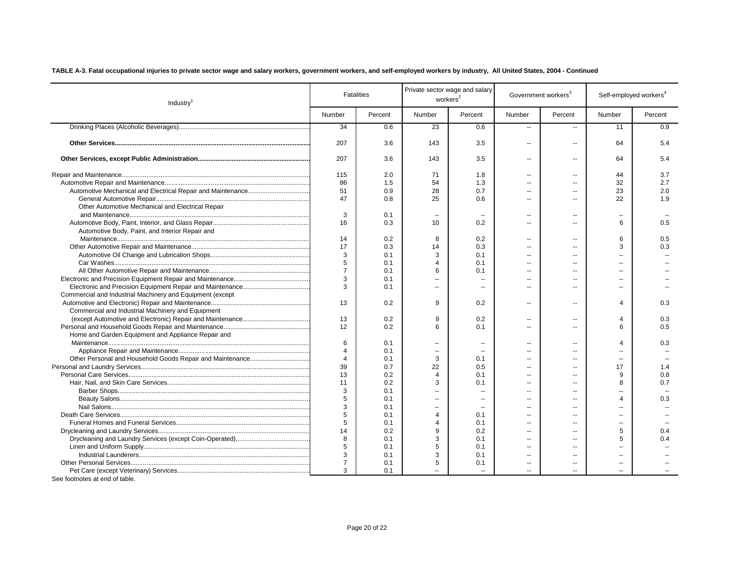**TABLE A-3. Fatal occupational injuries to private sector wage and salary workers, government workers, and self-employed workers by industry, All United States, 2004 - Continued**

| Industry[1] | Fatalities | | Private sector wage and salary workers[2] | | Government workers[3] | | Self-employed workers[4] | |
|---|---|---|---|---|---|---|---|---|
| | Number | Percent | Number | Percent | Number | Percent | Number | Percent |
| Drinking Places (Alcoholic Beverages) | 34 | 0.6 | 23 | 0.6 | -- | -- | 11 | 0.9 |
| **Other Services** | 207 | 3.6 | 143 | 3.5 | -- | -- | 64 | 5.4 |
| **Other Services, except Public Administration** | 207 | 3.6 | 143 | 3.5 | -- | -- | 64 | 5.4 |
| Repair and Maintenance | 115 | 2.0 | 71 | 1.8 | -- | -- | 44 | 3.7 |
| Automotive Repair and Maintenance | 86 | 1.5 | 54 | 1.3 | -- | -- | 32 | 2.7 |
| Automotive Mechanical and Electrical Repair and Maintenance | 51 | 0.9 | 28 | 0.7 | -- | -- | 23 | 2.0 |
| General Automotive Repair | 47 | 0.8 | 25 | 0.6 | -- | -- | 22 | 1.9 |
| Other Automotive Mechanical and Electrical Repair and Maintenance | 3 | 0.1 | -- | -- | -- | -- | -- | -- |
| Automotive Body, Paint, Interior, and Glass Repair | 16 | 0.3 | 10 | 0.2 | -- | -- | 6 | 0.5 |
| Automotive Body, Paint, and Interior Repair and Maintenance | 14 | 0.2 | 8 | 0.2 | -- | -- | 6 | 0.5 |
| Other Automotive Repair and Maintenance | 17 | 0.3 | 14 | 0.3 | -- | -- | 3 | 0.3 |
| Automotive Oil Change and Lubrication Shops | 3 | 0.1 | 3 | 0.1 | -- | -- | -- | -- |
| Car Washes | 5 | 0.1 | 4 | 0.1 | -- | -- | -- | -- |
| All Other Automotive Repair and Maintenance | 7 | 0.1 | 6 | 0.1 | -- | -- | -- | -- |
| Electronic and Precision Equipment Repair and Maintenance | 3 | 0.1 | -- | -- | -- | -- | -- | -- |
| Electronic and Precision Equipment Repair and Maintenance | 3 | 0.1 | -- | -- | -- | -- | -- | -- |
| Commercial and Industrial Machinery and Equipment (except Automotive and Electronic) Repair and Maintenance | 13 | 0.2 | 9 | 0.2 | -- | -- | 4 | 0.3 |
| Commercial and Industrial Machinery and Equipment (except Automotive and Electronic) Repair and Maintenance | 13 | 0.2 | 9 | 0.2 | -- | -- | 4 | 0.3 |
| Personal and Household Goods Repair and Maintenance | 12 | 0.2 | 6 | 0.1 | -- | -- | 6 | 0.5 |
| Home and Garden Equipment and Appliance Repair and Maintenance | 6 | 0.1 | -- | -- | -- | -- | 4 | 0.3 |
| Appliance Repair and Maintenance | 4 | 0.1 | -- | -- | -- | -- | -- | -- |
| Other Personal and Household Goods Repair and Maintenance | 4 | 0.1 | 3 | 0.1 | -- | -- | -- | -- |
| Personal and Laundry Services | 39 | 0.7 | 22 | 0.5 | -- | -- | 17 | 1.4 |
| Personal Care Services | 13 | 0.2 | 4 | 0.1 | -- | -- | 9 | 0.8 |
| Hair, Nail, and Skin Care Services | 11 | 0.2 | 3 | 0.1 | -- | -- | 8 | 0.7 |
| Barber Shops | 3 | 0.1 | -- | -- | -- | -- | -- | -- |
| Beauty Salons | 5 | 0.1 | -- | -- | -- | -- | 4 | 0.3 |
| Nail Salons | 3 | 0.1 | -- | -- | -- | -- | -- | -- |
| Death Care Services | 5 | 0.1 | 4 | 0.1 | -- | -- | -- | -- |
| Funeral Homes and Funeral Services | 5 | 0.1 | 4 | 0.1 | -- | -- | -- | -- |
| Drycleaning and Laundry Services | 14 | 0.2 | 9 | 0.2 | -- | -- | 5 | 0.4 |
| Drycleaning and Laundry Services (except Coin-Operated) | 8 | 0.1 | 3 | 0.1 | -- | -- | 5 | 0.4 |
| Linen and Uniform Supply | 5 | 0.1 | 5 | 0.1 | -- | -- | -- | -- |
| Industrial Launderers | 3 | 0.1 | 3 | 0.1 | -- | -- | -- | -- |
| Other Personal Services | 7 | 0.1 | 5 | 0.1 | -- | -- | -- | -- |
| Pet Care (except Veterinary) Services | 3 | 0.1 | -- | -- | -- | -- | -- | -- |

See footnotes at end of table.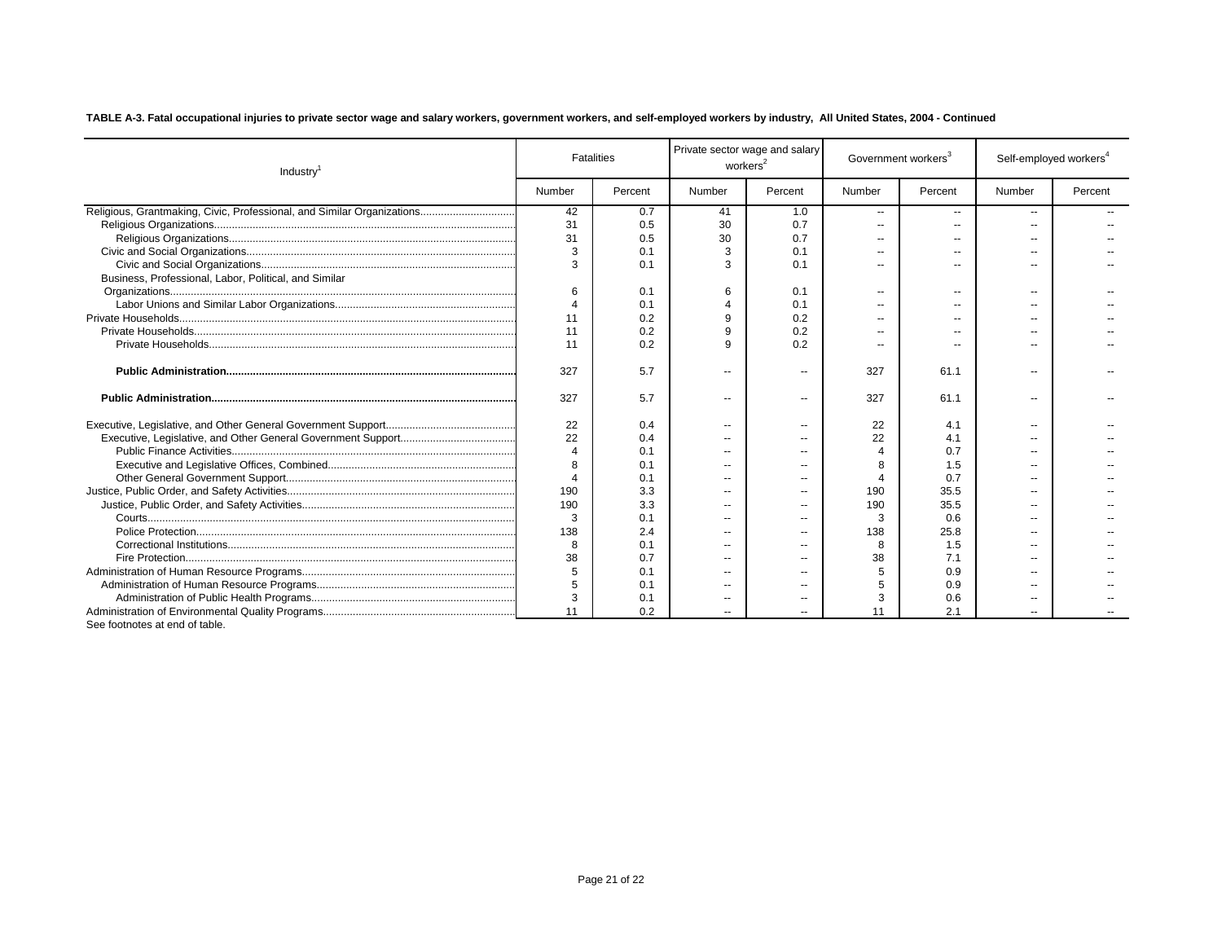**TABLE A-3. Fatal occupational injuries to private sector wage and salary workers, government workers, and self-employed workers by industry, All United States, 2004 - Continued**

| Industry[1] | Fatalities | | Private sector wage and salary workers[2] | | Government workers[3] | | Self-employed workers[4] | |
|---|---|---|---|---|---|---|---|---|
| | Number | Percent | Number | Percent | Number | Percent | Number | Percent |
| Religious, Grantmaking, Civic, Professional, and Similar Organizations | 42 | 0.7 | 41 | 1.0 | -- | -- | -- | -- |
| Religious Organizations | 31 | 0.5 | 30 | 0.7 | -- | -- | -- | -- |
| Religious Organizations | 31 | 0.5 | 30 | 0.7 | -- | -- | -- | -- |
| Civic and Social Organizations | 3 | 0.1 | 3 | 0.1 | -- | -- | -- | -- |
| Civic and Social Organizations | 3 | 0.1 | 3 | 0.1 | -- | -- | -- | -- |
| Business, Professional, Labor, Political, and Similar Organizations | 6 | 0.1 | 6 | 0.1 | -- | -- | -- | -- |
| Labor Unions and Similar Labor Organizations | 4 | 0.1 | 4 | 0.1 | -- | -- | -- | -- |
| Private Households | 11 | 0.2 | 9 | 0.2 | -- | -- | -- | -- |
| Private Households | 11 | 0.2 | 9 | 0.2 | -- | -- | -- | -- |
| Private Households | 11 | 0.2 | 9 | 0.2 | -- | -- | -- | -- |
| **Public Administration** | 327 | 5.7 | -- | -- | 327 | 61.1 | -- | -- |
| **Public Administration** | 327 | 5.7 | -- | -- | 327 | 61.1 | -- | -- |
| Executive, Legislative, and Other General Government Support | 22 | 0.4 | -- | -- | 22 | 4.1 | -- | -- |
| Executive, Legislative, and Other General Government Support | 22 | 0.4 | -- | -- | 22 | 4.1 | -- | -- |
| Public Finance Activities | 4 | 0.1 | -- | -- | 4 | 0.7 | -- | -- |
| Executive and Legislative Offices, Combined | 8 | 0.1 | -- | -- | 8 | 1.5 | -- | -- |
| Other General Government Support | 4 | 0.1 | -- | -- | 4 | 0.7 | -- | -- |
| Justice, Public Order, and Safety Activities | 190 | 3.3 | -- | -- | 190 | 35.5 | -- | -- |
| Justice, Public Order, and Safety Activities | 190 | 3.3 | -- | -- | 190 | 35.5 | -- | -- |
| Courts | 3 | 0.1 | -- | -- | 3 | 0.6 | -- | -- |
| Police Protection | 138 | 2.4 | -- | -- | 138 | 25.8 | -- | -- |
| Correctional Institutions | 8 | 0.1 | -- | -- | 8 | 1.5 | -- | -- |
| Fire Protection | 38 | 0.7 | -- | -- | 38 | 7.1 | -- | -- |
| Administration of Human Resource Programs | 5 | 0.1 | -- | -- | 5 | 0.9 | -- | -- |
| Administration of Human Resource Programs | 5 | 0.1 | -- | -- | 5 | 0.9 | -- | -- |
| Administration of Public Health Programs | 3 | 0.1 | -- | -- | 3 | 0.6 | -- | -- |
| Administration of Environmental Quality Programs | 11 | 0.2 | -- | -- | 11 | 2.1 | -- | -- |

See footnotes at end of table.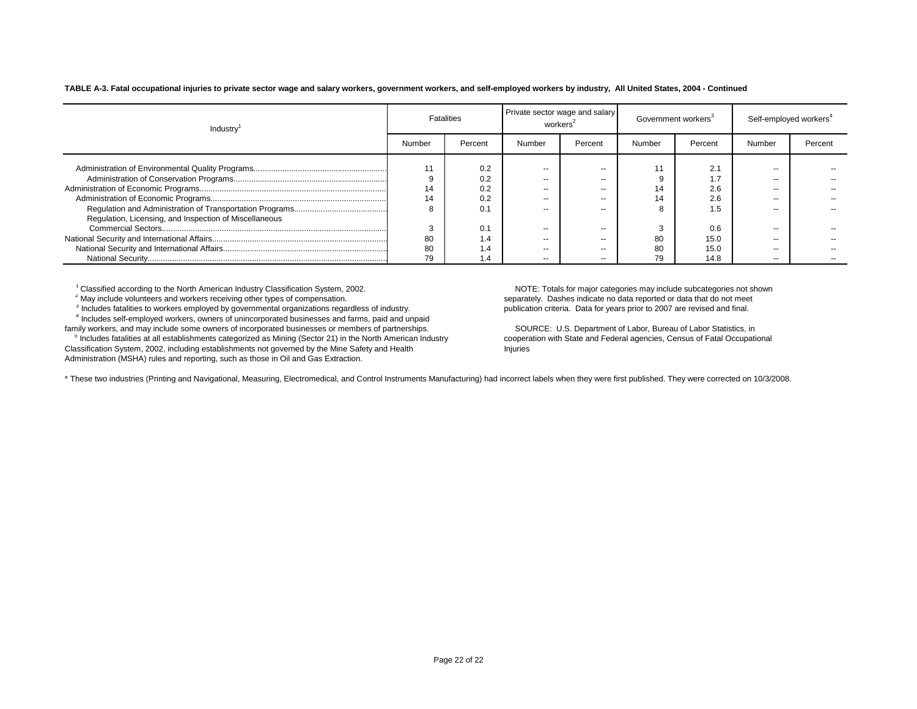**TABLE A-3. Fatal occupational injuries to private sector wage and salary workers, government workers, and self-employed workers by industry, All United States, 2004 - Continued**

| Industry[1] | Fatalities | | Private sector wage and salary workers[2] | | Government workers[3] | | Self-employed workers[4] | |
|---|---|---|---|---|---|---|---|---|
| | Number | Percent | Number | Percent | Number | Percent | Number | Percent |
| Administration of Environmental Quality Programs | 11 | 0.2 | -- | -- | 11 | 2.1 | -- | -- |
| Administration of Conservation Programs | 9 | 0.2 | -- | -- | 9 | 1.7 | -- | -- |
| Administration of Economic Programs | 14 | 0.2 | -- | -- | 14 | 2.6 | -- | -- |
| Administration of Economic Programs | 14 | 0.2 | -- | -- | 14 | 2.6 | -- | -- |
| Regulation and Administration of Transportation Programs | 8 | 0.1 | -- | -- | 8 | 1.5 | -- | -- |
| Regulation, Licensing, and Inspection of Miscellaneous Commercial Sectors | 3 | 0.1 | -- | -- | 3 | 0.6 | -- | -- |
| National Security and International Affairs | 80 | 1.4 | -- | -- | 80 | 15.0 | -- | -- |
| National Security and International Affairs | 80 | 1.4 | -- | -- | 80 | 15.0 | -- | -- |
| National Security | 79 | 1.4 | -- | -- | 79 | 14.8 | -- | -- |

[1] Classified according to the North American Industry Classification System, 2002.
[2] May include volunteers and workers receiving other types of compensation.
[3] Includes fatalities to workers employed by governmental organizations regardless of industry.
[4] Includes self-employed workers, owners of unincorporated businesses and farms, paid and unpaid family workers, and may include some owners of incorporated businesses or members of partnerships.
[5] Includes fatalities at all establishments categorized as Mining (Sector 21) in the North American Industry Classification System, 2002, including establishments not governed by the Mine Safety and Health Administration (MSHA) rules and reporting, such as those in Oil and Gas Extraction.

NOTE: Totals for major categories may include subcategories not shown separately. Dashes indicate no data reported or data that do not meet publication criteria. Data for years prior to 2007 are revised and final.

SOURCE: U.S. Department of Labor, Bureau of Labor Statistics, in cooperation with State and Federal agencies, Census of Fatal Occupational Injuries

* These two industries (Printing and Navigational, Measuring, Electromedical, and Control Instruments Manufacturing) had incorrect labels when they were first published. They were corrected on 10/3/2008.